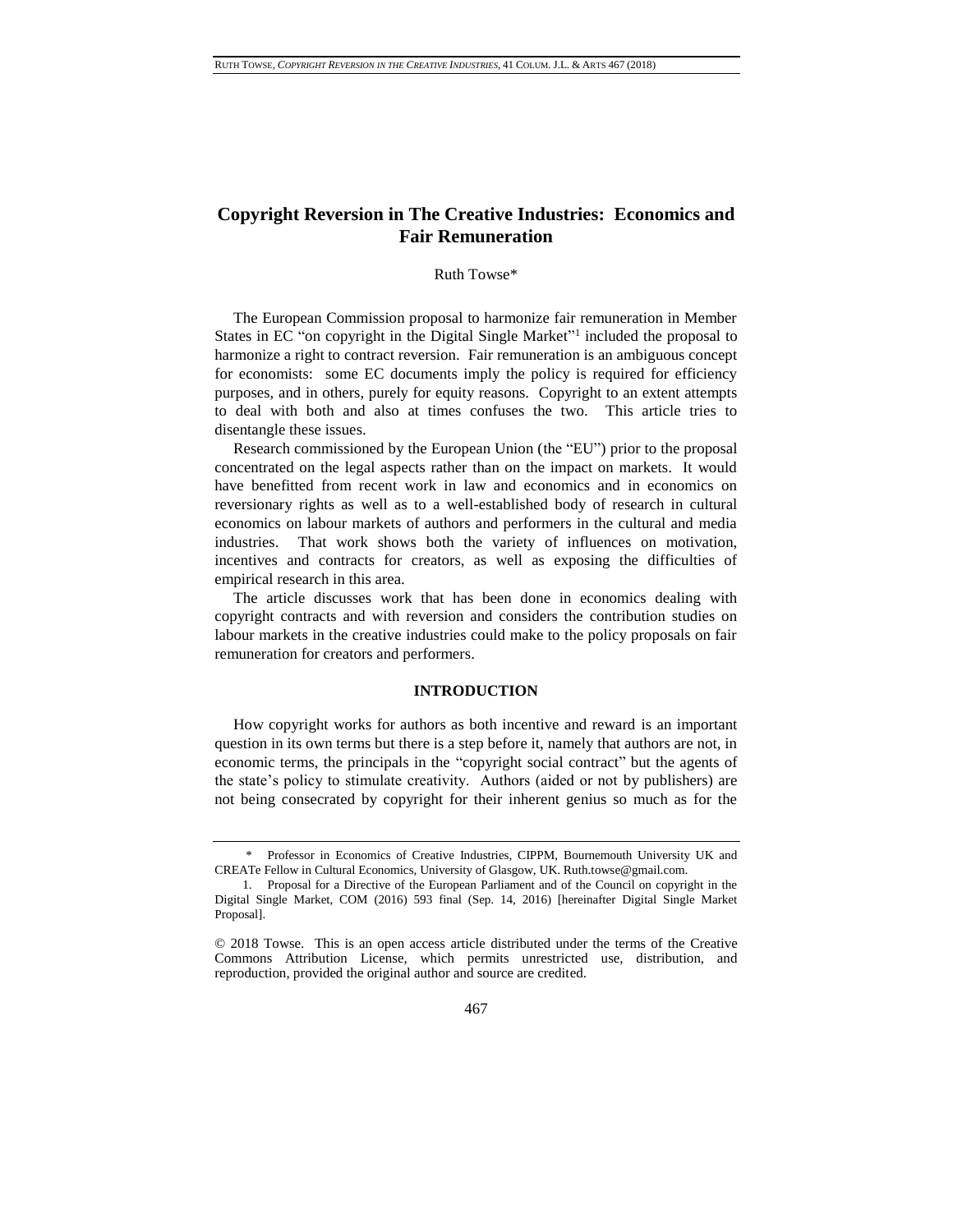# Copyright Reversion in The Creative Industries: Economics and Fair Remuneration

Ruth Towse*

The European Commission proposal to harmonize fair remuneration in Member States in EC "on copyright in the Digital Single Market"[1] included the proposal to harmonize a right to contract reversion. Fair remuneration is an ambiguous concept for economists: some EC documents imply the policy is required for efficiency purposes, and in others, purely for equity reasons. Copyright to an extent attempts to deal with both and also at times confuses the two. This article tries to disentangle these issues.

Research commissioned by the European Union (the "EU") prior to the proposal concentrated on the legal aspects rather than on the impact on markets. It would have benefitted from recent work in law and economics and in economics on reversionary rights as well as to a well-established body of research in cultural economics on labour markets of authors and performers in the cultural and media industries. That work shows both the variety of influences on motivation, incentives and contracts for creators, as well as exposing the difficulties of empirical research in this area.

The article discusses work that has been done in economics dealing with copyright contracts and with reversion and considers the contribution studies on labour markets in the creative industries could make to the policy proposals on fair remuneration for creators and performers.

## INTRODUCTION

How copyright works for authors as both incentive and reward is an important question in its own terms but there is a step before it, namely that authors are not, in economic terms, the principals in the "copyright social contract" but the agents of the state's policy to stimulate creativity. Authors (aided or not by publishers) are not being consecrated by copyright for their inherent genius so much as for the

---

\* Professor in Economics of Creative Industries, CIPPM, Bournemouth University UK and CREATe Fellow in Cultural Economics, University of Glasgow, UK. Ruth.towse@gmail.com.

1. Proposal for a Directive of the European Parliament and of the Council on copyright in the Digital Single Market, COM (2016) 593 final (Sep. 14, 2016) [hereinafter Digital Single Market Proposal].

© 2018 Towse. This is an open access article distributed under the terms of the Creative Commons Attribution License, which permits unrestricted use, distribution, and reproduction, provided the original author and source are credited.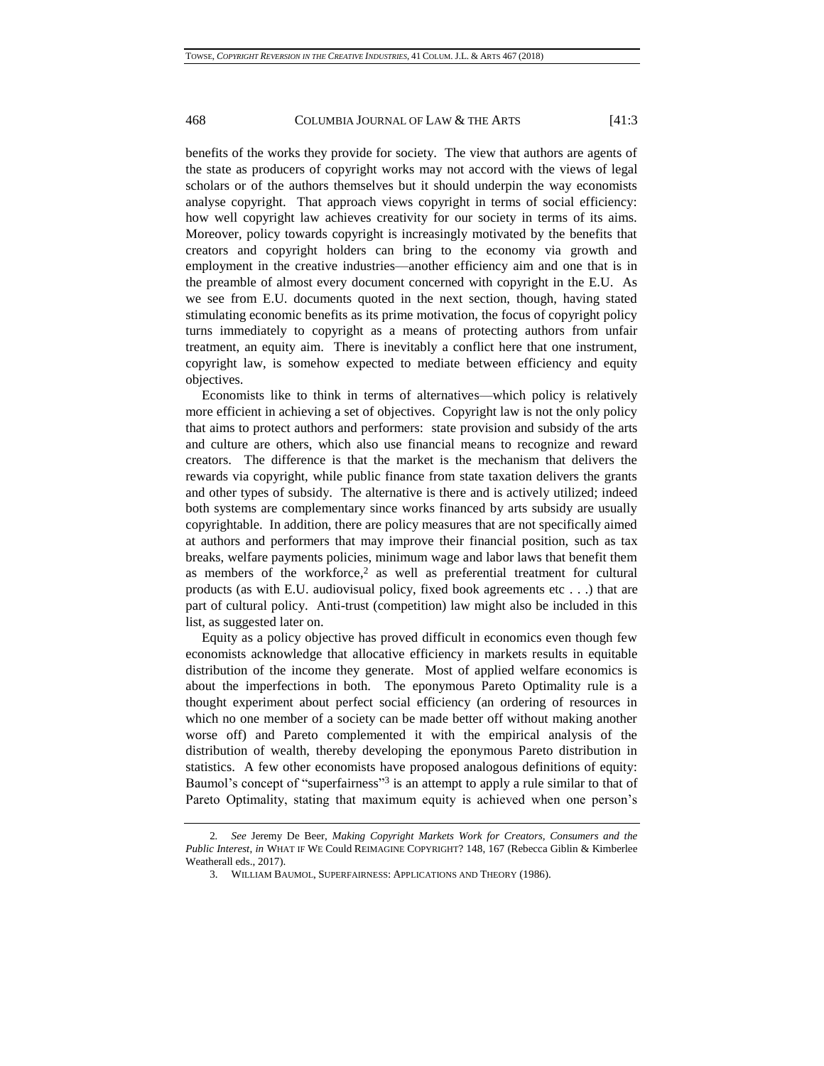benefits of the works they provide for society. The view that authors are agents of the state as producers of copyright works may not accord with the views of legal scholars or of the authors themselves but it should underpin the way economists analyse copyright. That approach views copyright in terms of social efficiency: how well copyright law achieves creativity for our society in terms of its aims. Moreover, policy towards copyright is increasingly motivated by the benefits that creators and copyright holders can bring to the economy via growth and employment in the creative industries—another efficiency aim and one that is in the preamble of almost every document concerned with copyright in the E.U. As we see from E.U. documents quoted in the next section, though, having stated stimulating economic benefits as its prime motivation, the focus of copyright policy turns immediately to copyright as a means of protecting authors from unfair treatment, an equity aim. There is inevitably a conflict here that one instrument, copyright law, is somehow expected to mediate between efficiency and equity objectives.

Economists like to think in terms of alternatives—which policy is relatively more efficient in achieving a set of objectives. Copyright law is not the only policy that aims to protect authors and performers: state provision and subsidy of the arts and culture are others, which also use financial means to recognize and reward creators. The difference is that the market is the mechanism that delivers the rewards via copyright, while public finance from state taxation delivers the grants and other types of subsidy. The alternative is there and is actively utilized; indeed both systems are complementary since works financed by arts subsidy are usually copyrightable. In addition, there are policy measures that are not specifically aimed at authors and performers that may improve their financial position, such as tax breaks, welfare payments policies, minimum wage and labor laws that benefit them as members of the workforce,[2] as well as preferential treatment for cultural products (as with E.U. audiovisual policy, fixed book agreements etc . . .) that are part of cultural policy. Anti-trust (competition) law might also be included in this list, as suggested later on.

Equity as a policy objective has proved difficult in economics even though few economists acknowledge that allocative efficiency in markets results in equitable distribution of the income they generate. Most of applied welfare economics is about the imperfections in both. The eponymous Pareto Optimality rule is a thought experiment about perfect social efficiency (an ordering of resources in which no one member of a society can be made better off without making another worse off) and Pareto complemented it with the empirical analysis of the distribution of wealth, thereby developing the eponymous Pareto distribution in statistics. A few other economists have proposed analogous definitions of equity: Baumol's concept of "superfairness"[3] is an attempt to apply a rule similar to that of Pareto Optimality, stating that maximum equity is achieved when one person's

---

2. *See* Jeremy De Beer, *Making Copyright Markets Work for Creators, Consumers and the Public Interest*, *in* WHAT IF WE COULD REIMAGINE COPYRIGHT? 148, 167 (Rebecca Giblin & Kimberlee Weatherall eds., 2017).

3. WILLIAM BAUMOL, SUPERFAIRNESS: APPLICATIONS AND THEORY (1986).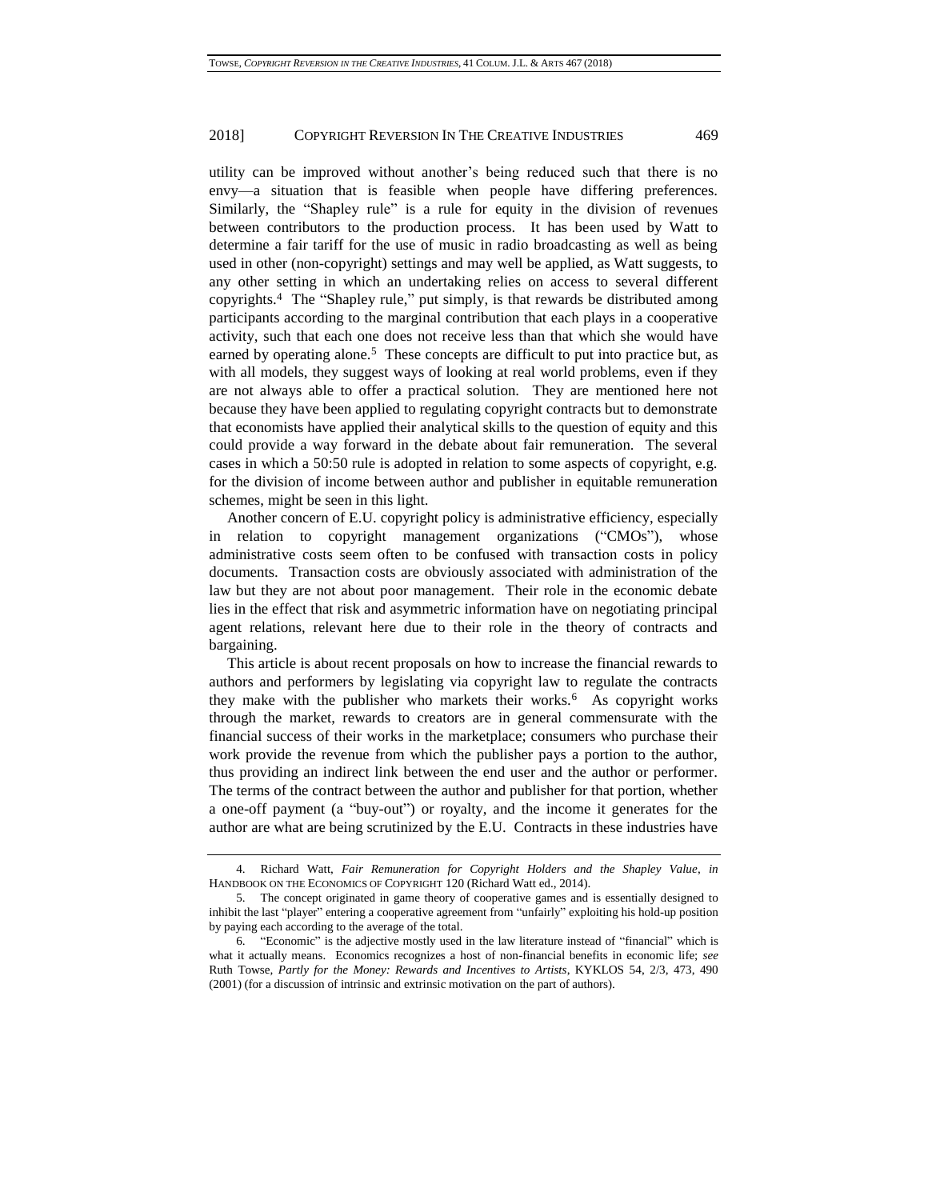utility can be improved without another's being reduced such that there is no envy—a situation that is feasible when people have differing preferences. Similarly, the "Shapley rule" is a rule for equity in the division of revenues between contributors to the production process. It has been used by Watt to determine a fair tariff for the use of music in radio broadcasting as well as being used in other (non-copyright) settings and may well be applied, as Watt suggests, to any other setting in which an undertaking relies on access to several different copyrights.[4] The "Shapley rule," put simply, is that rewards be distributed among participants according to the marginal contribution that each plays in a cooperative activity, such that each one does not receive less than that which she would have earned by operating alone.[5] These concepts are difficult to put into practice but, as with all models, they suggest ways of looking at real world problems, even if they are not always able to offer a practical solution. They are mentioned here not because they have been applied to regulating copyright contracts but to demonstrate that economists have applied their analytical skills to the question of equity and this could provide a way forward in the debate about fair remuneration. The several cases in which a 50:50 rule is adopted in relation to some aspects of copyright, e.g. for the division of income between author and publisher in equitable remuneration schemes, might be seen in this light.

Another concern of E.U. copyright policy is administrative efficiency, especially in relation to copyright management organizations ("CMOs"), whose administrative costs seem often to be confused with transaction costs in policy documents. Transaction costs are obviously associated with administration of the law but they are not about poor management. Their role in the economic debate lies in the effect that risk and asymmetric information have on negotiating principal agent relations, relevant here due to their role in the theory of contracts and bargaining.

This article is about recent proposals on how to increase the financial rewards to authors and performers by legislating via copyright law to regulate the contracts they make with the publisher who markets their works.[6] As copyright works through the market, rewards to creators are in general commensurate with the financial success of their works in the marketplace; consumers who purchase their work provide the revenue from which the publisher pays a portion to the author, thus providing an indirect link between the end user and the author or performer. The terms of the contract between the author and publisher for that portion, whether a one-off payment (a "buy-out") or royalty, and the income it generates for the author are what are being scrutinized by the E.U. Contracts in these industries have

---

4. Richard Watt, *Fair Remuneration for Copyright Holders and the Shapley Value*, *in* HANDBOOK ON THE ECONOMICS OF COPYRIGHT 120 (Richard Watt ed., 2014).

5. The concept originated in game theory of cooperative games and is essentially designed to inhibit the last "player" entering a cooperative agreement from "unfairly" exploiting his hold-up position by paying each according to the average of the total.

6. "Economic" is the adjective mostly used in the law literature instead of "financial" which is what it actually means. Economics recognizes a host of non-financial benefits in economic life; *see* Ruth Towse, *Partly for the Money: Rewards and Incentives to Artists*, KYKLOS 54, 2/3, 473, 490 (2001) (for a discussion of intrinsic and extrinsic motivation on the part of authors).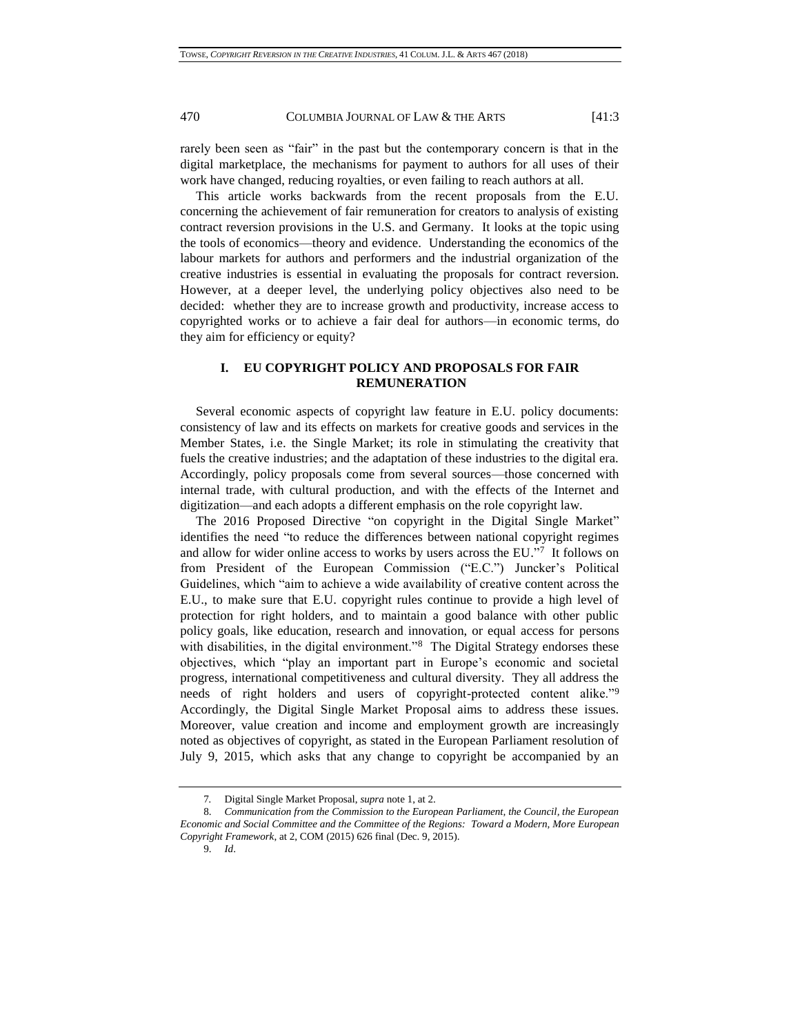rarely been seen as "fair" in the past but the contemporary concern is that in the digital marketplace, the mechanisms for payment to authors for all uses of their work have changed, reducing royalties, or even failing to reach authors at all.

This article works backwards from the recent proposals from the E.U. concerning the achievement of fair remuneration for creators to analysis of existing contract reversion provisions in the U.S. and Germany. It looks at the topic using the tools of economics—theory and evidence. Understanding the economics of the labour markets for authors and performers and the industrial organization of the creative industries is essential in evaluating the proposals for contract reversion. However, at a deeper level, the underlying policy objectives also need to be decided: whether they are to increase growth and productivity, increase access to copyrighted works or to achieve a fair deal for authors—in economic terms, do they aim for efficiency or equity?

## I. EU COPYRIGHT POLICY AND PROPOSALS FOR FAIR REMUNERATION

Several economic aspects of copyright law feature in E.U. policy documents: consistency of law and its effects on markets for creative goods and services in the Member States, i.e. the Single Market; its role in stimulating the creativity that fuels the creative industries; and the adaptation of these industries to the digital era. Accordingly, policy proposals come from several sources—those concerned with internal trade, with cultural production, and with the effects of the Internet and digitization—and each adopts a different emphasis on the role copyright law.

The 2016 Proposed Directive "on copyright in the Digital Single Market" identifies the need "to reduce the differences between national copyright regimes and allow for wider online access to works by users across the EU."[7] It follows on from President of the European Commission ("E.C.") Juncker's Political Guidelines, which "aim to achieve a wide availability of creative content across the E.U., to make sure that E.U. copyright rules continue to provide a high level of protection for right holders, and to maintain a good balance with other public policy goals, like education, research and innovation, or equal access for persons with disabilities, in the digital environment."[8] The Digital Strategy endorses these objectives, which "play an important part in Europe's economic and societal progress, international competitiveness and cultural diversity. They all address the needs of right holders and users of copyright-protected content alike."[9] Accordingly, the Digital Single Market Proposal aims to address these issues. Moreover, value creation and income and employment growth are increasingly noted as objectives of copyright, as stated in the European Parliament resolution of July 9, 2015, which asks that any change to copyright be accompanied by an

---

7. Digital Single Market Proposal, *supra* note 1, at 2.

8. *Communication from the Commission to the European Parliament, the Council, the European Economic and Social Committee and the Committee of the Regions: Toward a Modern, More European Copyright Framework*, at 2, COM (2015) 626 final (Dec. 9, 2015).

9. *Id*.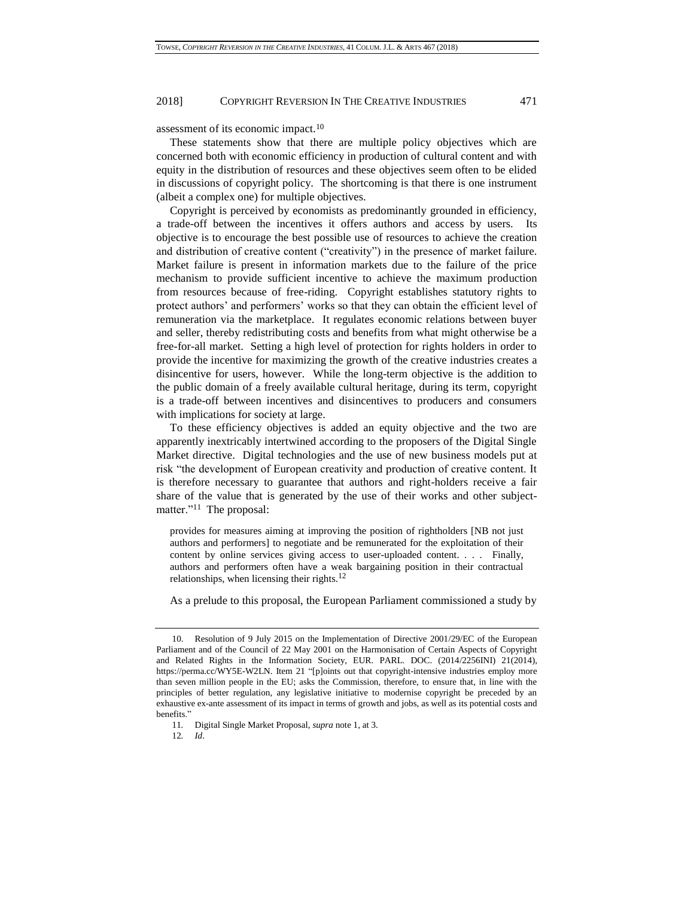assessment of its economic impact.[10]

These statements show that there are multiple policy objectives which are concerned both with economic efficiency in production of cultural content and with equity in the distribution of resources and these objectives seem often to be elided in discussions of copyright policy. The shortcoming is that there is one instrument (albeit a complex one) for multiple objectives.

Copyright is perceived by economists as predominantly grounded in efficiency, a trade-off between the incentives it offers authors and access by users. Its objective is to encourage the best possible use of resources to achieve the creation and distribution of creative content ("creativity") in the presence of market failure. Market failure is present in information markets due to the failure of the price mechanism to provide sufficient incentive to achieve the maximum production from resources because of free-riding. Copyright establishes statutory rights to protect authors' and performers' works so that they can obtain the efficient level of remuneration via the marketplace. It regulates economic relations between buyer and seller, thereby redistributing costs and benefits from what might otherwise be a free-for-all market. Setting a high level of protection for rights holders in order to provide the incentive for maximizing the growth of the creative industries creates a disincentive for users, however. While the long-term objective is the addition to the public domain of a freely available cultural heritage, during its term, copyright is a trade-off between incentives and disincentives to producers and consumers with implications for society at large.

To these efficiency objectives is added an equity objective and the two are apparently inextricably intertwined according to the proposers of the Digital Single Market directive. Digital technologies and the use of new business models put at risk "the development of European creativity and production of creative content. It is therefore necessary to guarantee that authors and right-holders receive a fair share of the value that is generated by the use of their works and other subject-matter."[11] The proposal:

> provides for measures aiming at improving the position of rightholders [NB not just authors and performers] to negotiate and be remunerated for the exploitation of their content by online services giving access to user-uploaded content. . . . Finally, authors and performers often have a weak bargaining position in their contractual relationships, when licensing their rights.[12]

As a prelude to this proposal, the European Parliament commissioned a study by

---

10. Resolution of 9 July 2015 on the Implementation of Directive 2001/29/EC of the European Parliament and of the Council of 22 May 2001 on the Harmonisation of Certain Aspects of Copyright and Related Rights in the Information Society, EUR. PARL. DOC. (2014/2256INI) 21(2014), https://perma.cc/WY5E-W2LN. Item 21 "[p]oints out that copyright-intensive industries employ more than seven million people in the EU; asks the Commission, therefore, to ensure that, in line with the principles of better regulation, any legislative initiative to modernise copyright be preceded by an exhaustive ex-ante assessment of its impact in terms of growth and jobs, as well as its potential costs and benefits."

11. Digital Single Market Proposal, *supra* note 1, at 3.

12. *Id*.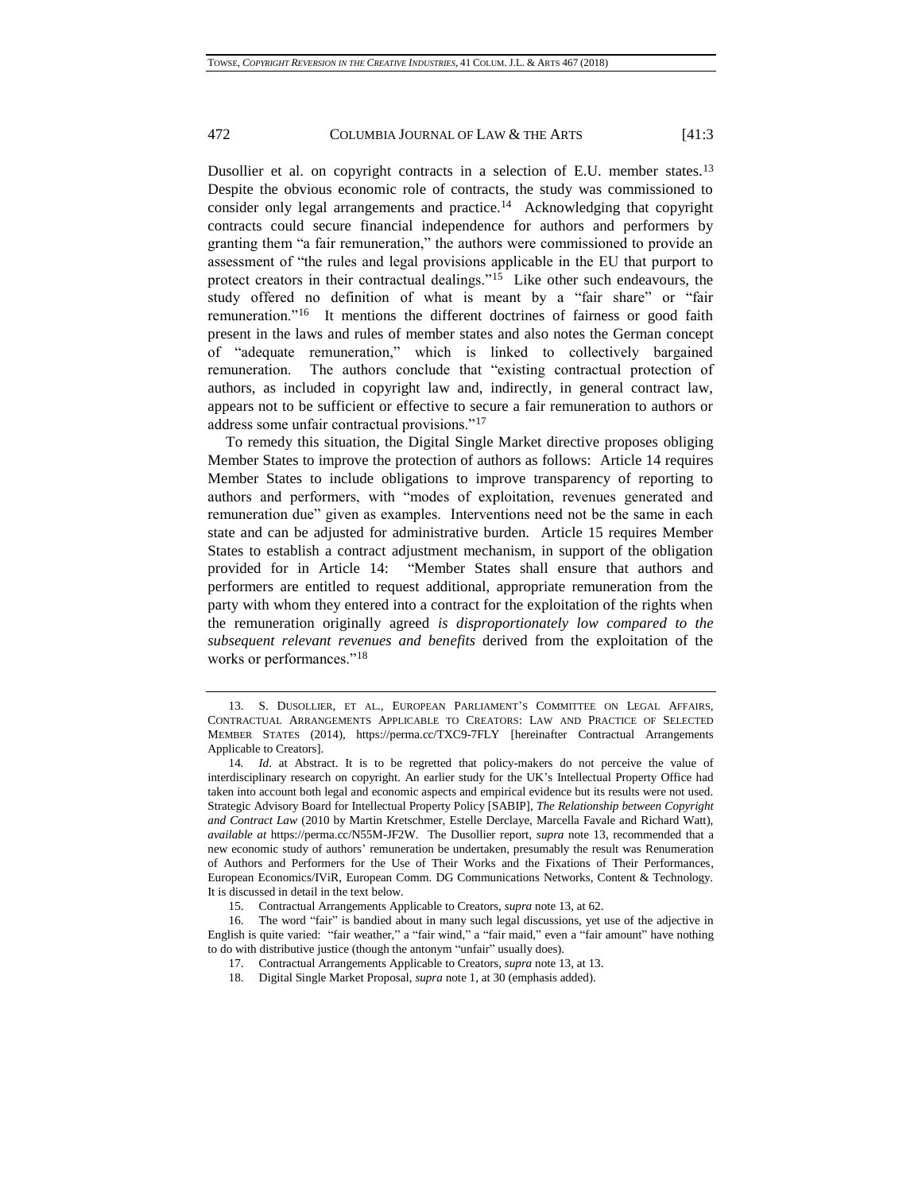Dusollier et al. on copyright contracts in a selection of E.U. member states.[13] Despite the obvious economic role of contracts, the study was commissioned to consider only legal arrangements and practice.[14] Acknowledging that copyright contracts could secure financial independence for authors and performers by granting them "a fair remuneration," the authors were commissioned to provide an assessment of "the rules and legal provisions applicable in the EU that purport to protect creators in their contractual dealings."[15] Like other such endeavours, the study offered no definition of what is meant by a "fair share" or "fair remuneration."[16] It mentions the different doctrines of fairness or good faith present in the laws and rules of member states and also notes the German concept of "adequate remuneration," which is linked to collectively bargained remuneration. The authors conclude that "existing contractual protection of authors, as included in copyright law and, indirectly, in general contract law, appears not to be sufficient or effective to secure a fair remuneration to authors or address some unfair contractual provisions."[17]

To remedy this situation, the Digital Single Market directive proposes obliging Member States to improve the protection of authors as follows: Article 14 requires Member States to include obligations to improve transparency of reporting to authors and performers, with "modes of exploitation, revenues generated and remuneration due" given as examples. Interventions need not be the same in each state and can be adjusted for administrative burden. Article 15 requires Member States to establish a contract adjustment mechanism, in support of the obligation provided for in Article 14: "Member States shall ensure that authors and performers are entitled to request additional, appropriate remuneration from the party with whom they entered into a contract for the exploitation of the rights when the remuneration originally agreed *is disproportionately low compared to the subsequent relevant revenues and benefits* derived from the exploitation of the works or performances."[18]

---

13. S. DUSOLLIER, ET AL., EUROPEAN PARLIAMENT'S COMMITTEE ON LEGAL AFFAIRS, CONTRACTUAL ARRANGEMENTS APPLICABLE TO CREATORS: LAW AND PRACTICE OF SELECTED MEMBER STATES (2014), https://perma.cc/TXC9-7FLY [hereinafter Contractual Arrangements Applicable to Creators].

14. *Id*. at Abstract. It is to be regretted that policy-makers do not perceive the value of interdisciplinary research on copyright. An earlier study for the UK's Intellectual Property Office had taken into account both legal and economic aspects and empirical evidence but its results were not used. Strategic Advisory Board for Intellectual Property Policy [SABIP], *The Relationship between Copyright and Contract Law* (2010 by Martin Kretschmer, Estelle Derclaye, Marcella Favale and Richard Watt), *available at* https://perma.cc/N55M-JF2W. The Dusollier report, *supra* note 13, recommended that a new economic study of authors' remuneration be undertaken, presumably the result was Renumeration of Authors and Performers for the Use of Their Works and the Fixations of Their Performances, European Economics/IViR, European Comm. DG Communications Networks, Content & Technology. It is discussed in detail in the text below.

15. Contractual Arrangements Applicable to Creators, *supra* note 13, at 62.

16. The word "fair" is bandied about in many such legal discussions, yet use of the adjective in English is quite varied: "fair weather," a "fair wind," a "fair maid," even a "fair amount" have nothing to do with distributive justice (though the antonym "unfair" usually does).

17. Contractual Arrangements Applicable to Creators, *supra* note 13, at 13.

18. Digital Single Market Proposal, *supra* note 1, at 30 (emphasis added).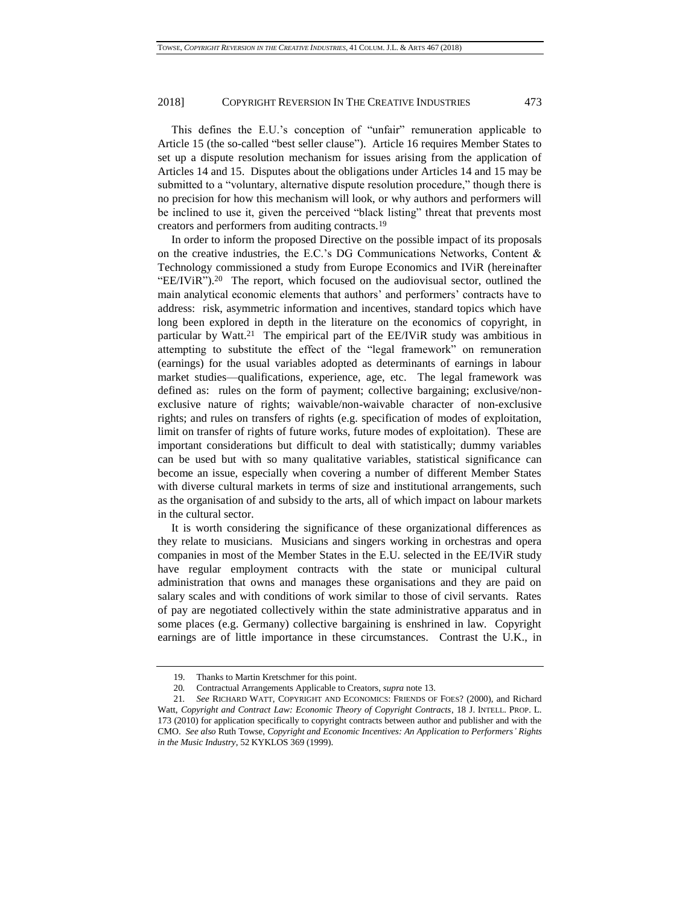This defines the E.U.'s conception of "unfair" remuneration applicable to Article 15 (the so-called "best seller clause"). Article 16 requires Member States to set up a dispute resolution mechanism for issues arising from the application of Articles 14 and 15. Disputes about the obligations under Articles 14 and 15 may be submitted to a "voluntary, alternative dispute resolution procedure," though there is no precision for how this mechanism will look, or why authors and performers will be inclined to use it, given the perceived "black listing" threat that prevents most creators and performers from auditing contracts.[19]

In order to inform the proposed Directive on the possible impact of its proposals on the creative industries, the E.C.'s DG Communications Networks, Content & Technology commissioned a study from Europe Economics and IViR (hereinafter "EE/IViR").[20] The report, which focused on the audiovisual sector, outlined the main analytical economic elements that authors' and performers' contracts have to address: risk, asymmetric information and incentives, standard topics which have long been explored in depth in the literature on the economics of copyright, in particular by Watt.[21] The empirical part of the EE/IViR study was ambitious in attempting to substitute the effect of the "legal framework" on remuneration (earnings) for the usual variables adopted as determinants of earnings in labour market studies—qualifications, experience, age, etc. The legal framework was defined as: rules on the form of payment; collective bargaining; exclusive/non-exclusive nature of rights; waivable/non-waivable character of non-exclusive rights; and rules on transfers of rights (e.g. specification of modes of exploitation, limit on transfer of rights of future works, future modes of exploitation). These are important considerations but difficult to deal with statistically; dummy variables can be used but with so many qualitative variables, statistical significance can become an issue, especially when covering a number of different Member States with diverse cultural markets in terms of size and institutional arrangements, such as the organisation of and subsidy to the arts, all of which impact on labour markets in the cultural sector.

It is worth considering the significance of these organizational differences as they relate to musicians. Musicians and singers working in orchestras and opera companies in most of the Member States in the E.U. selected in the EE/IViR study have regular employment contracts with the state or municipal cultural administration that owns and manages these organisations and they are paid on salary scales and with conditions of work similar to those of civil servants. Rates of pay are negotiated collectively within the state administrative apparatus and in some places (e.g. Germany) collective bargaining is enshrined in law. Copyright earnings are of little importance in these circumstances. Contrast the U.K., in

---

19. Thanks to Martin Kretschmer for this point.

20. Contractual Arrangements Applicable to Creators, *supra* note 13.

21. *See* RICHARD WATT, COPYRIGHT AND ECONOMICS: FRIENDS OF FOES? (2000), and Richard Watt, *Copyright and Contract Law: Economic Theory of Copyright Contracts*, 18 J. INTELL. PROP. L. 173 (2010) for application specifically to copyright contracts between author and publisher and with the CMO. *See also* Ruth Towse, *Copyright and Economic Incentives: An Application to Performers' Rights in the Music Industry*, 52 KYKLOS 369 (1999).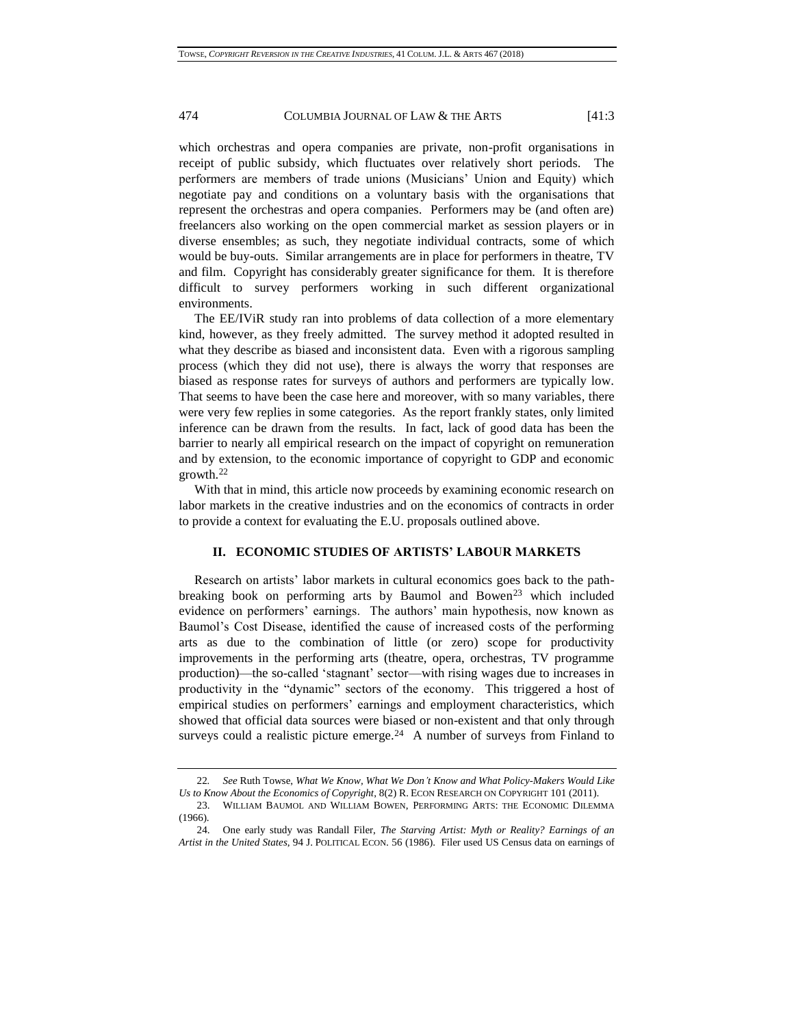which orchestras and opera companies are private, non-profit organisations in receipt of public subsidy, which fluctuates over relatively short periods. The performers are members of trade unions (Musicians' Union and Equity) which negotiate pay and conditions on a voluntary basis with the organisations that represent the orchestras and opera companies. Performers may be (and often are) freelancers also working on the open commercial market as session players or in diverse ensembles; as such, they negotiate individual contracts, some of which would be buy-outs. Similar arrangements are in place for performers in theatre, TV and film. Copyright has considerably greater significance for them. It is therefore difficult to survey performers working in such different organizational environments.

The EE/IViR study ran into problems of data collection of a more elementary kind, however, as they freely admitted. The survey method it adopted resulted in what they describe as biased and inconsistent data. Even with a rigorous sampling process (which they did not use), there is always the worry that responses are biased as response rates for surveys of authors and performers are typically low. That seems to have been the case here and moreover, with so many variables, there were very few replies in some categories. As the report frankly states, only limited inference can be drawn from the results. In fact, lack of good data has been the barrier to nearly all empirical research on the impact of copyright on remuneration and by extension, to the economic importance of copyright to GDP and economic growth.[22]

With that in mind, this article now proceeds by examining economic research on labor markets in the creative industries and on the economics of contracts in order to provide a context for evaluating the E.U. proposals outlined above.

## II. ECONOMIC STUDIES OF ARTISTS' LABOUR MARKETS

Research on artists' labor markets in cultural economics goes back to the path-breaking book on performing arts by Baumol and Bowen[23] which included evidence on performers' earnings. The authors' main hypothesis, now known as Baumol's Cost Disease, identified the cause of increased costs of the performing arts as due to the combination of little (or zero) scope for productivity improvements in the performing arts (theatre, opera, orchestras, TV programme production)—the so-called 'stagnant' sector—with rising wages due to increases in productivity in the "dynamic" sectors of the economy. This triggered a host of empirical studies on performers' earnings and employment characteristics, which showed that official data sources were biased or non-existent and that only through surveys could a realistic picture emerge.[24] A number of surveys from Finland to

---

22. *See* Ruth Towse, *What We Know, What We Don't Know and What Policy-Makers Would Like Us to Know About the Economics of Copyright*, 8(2) R. ECON RESEARCH ON COPYRIGHT 101 (2011).

23. WILLIAM BAUMOL AND WILLIAM BOWEN, PERFORMING ARTS: THE ECONOMIC DILEMMA (1966).

24. One early study was Randall Filer, *The Starving Artist: Myth or Reality? Earnings of an Artist in the United States*, 94 J. POLITICAL ECON. 56 (1986). Filer used US Census data on earnings of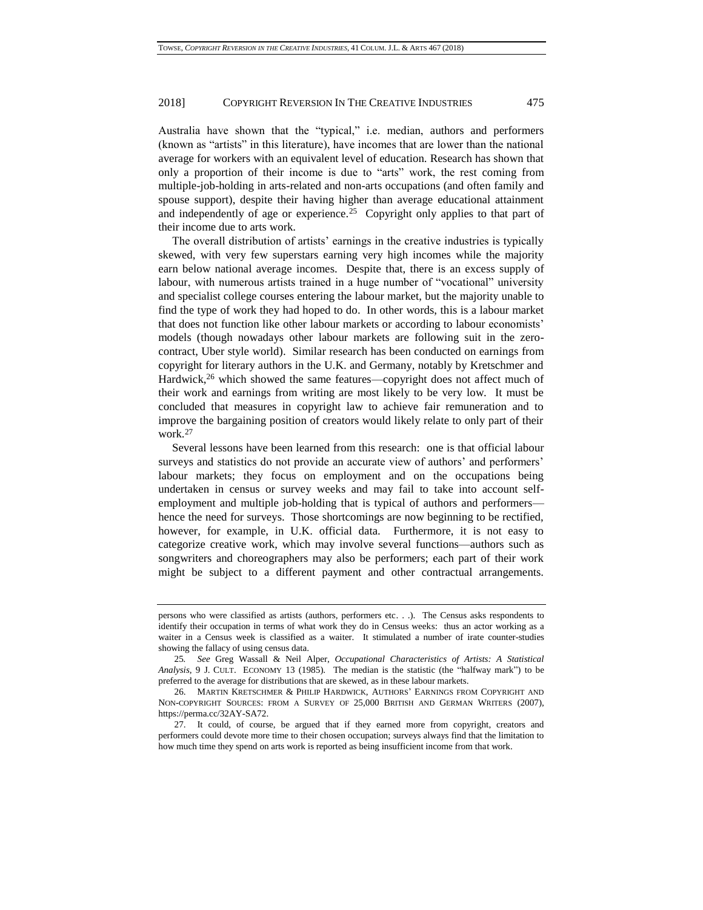Australia have shown that the "typical," i.e. median, authors and performers (known as "artists" in this literature), have incomes that are lower than the national average for workers with an equivalent level of education. Research has shown that only a proportion of their income is due to "arts" work, the rest coming from multiple-job-holding in arts-related and non-arts occupations (and often family and spouse support), despite their having higher than average educational attainment and independently of age or experience.[25] Copyright only applies to that part of their income due to arts work.

The overall distribution of artists' earnings in the creative industries is typically skewed, with very few superstars earning very high incomes while the majority earn below national average incomes. Despite that, there is an excess supply of labour, with numerous artists trained in a huge number of "vocational" university and specialist college courses entering the labour market, but the majority unable to find the type of work they had hoped to do. In other words, this is a labour market that does not function like other labour markets or according to labour economists' models (though nowadays other labour markets are following suit in the zero-contract, Uber style world). Similar research has been conducted on earnings from copyright for literary authors in the U.K. and Germany, notably by Kretschmer and Hardwick,[26] which showed the same features—copyright does not affect much of their work and earnings from writing are most likely to be very low. It must be concluded that measures in copyright law to achieve fair remuneration and to improve the bargaining position of creators would likely relate to only part of their work.[27]

Several lessons have been learned from this research: one is that official labour surveys and statistics do not provide an accurate view of authors' and performers' labour markets; they focus on employment and on the occupations being undertaken in census or survey weeks and may fail to take into account self-employment and multiple job-holding that is typical of authors and performers—hence the need for surveys. Those shortcomings are now beginning to be rectified, however, for example, in U.K. official data. Furthermore, it is not easy to categorize creative work, which may involve several functions—authors such as songwriters and choreographers may also be performers; each part of their work might be subject to a different payment and other contractual arrangements.

---

persons who were classified as artists (authors, performers etc. . .). The Census asks respondents to identify their occupation in terms of what work they do in Census weeks: thus an actor working as a waiter in a Census week is classified as a waiter. It stimulated a number of irate counter-studies showing the fallacy of using census data.

25. *See* Greg Wassall & Neil Alper, *Occupational Characteristics of Artists: A Statistical Analysis*, 9 J. CULT. ECONOMY 13 (1985). The median is the statistic (the "halfway mark") to be preferred to the average for distributions that are skewed, as in these labour markets.

26. MARTIN KRETSCHMER & PHILIP HARDWICK, AUTHORS' EARNINGS FROM COPYRIGHT AND NON-COPYRIGHT SOURCES: FROM A SURVEY OF 25,000 BRITISH AND GERMAN WRITERS (2007), https://perma.cc/32AY-SA72.

27. It could, of course, be argued that if they earned more from copyright, creators and performers could devote more time to their chosen occupation; surveys always find that the limitation to how much time they spend on arts work is reported as being insufficient income from that work.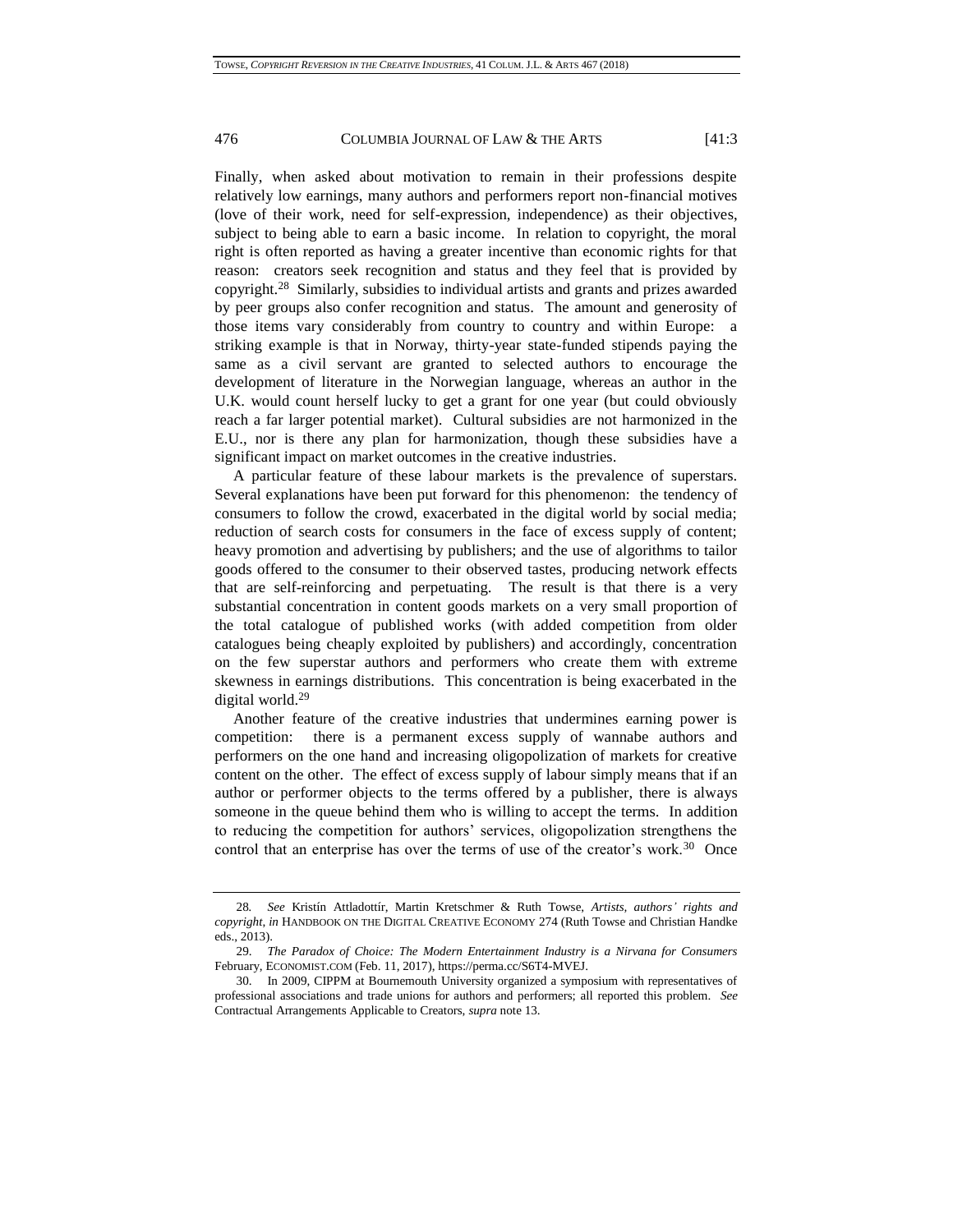Finally, when asked about motivation to remain in their professions despite relatively low earnings, many authors and performers report non-financial motives (love of their work, need for self-expression, independence) as their objectives, subject to being able to earn a basic income. In relation to copyright, the moral right is often reported as having a greater incentive than economic rights for that reason: creators seek recognition and status and they feel that is provided by copyright.[28] Similarly, subsidies to individual artists and grants and prizes awarded by peer groups also confer recognition and status. The amount and generosity of those items vary considerably from country to country and within Europe: a striking example is that in Norway, thirty-year state-funded stipends paying the same as a civil servant are granted to selected authors to encourage the development of literature in the Norwegian language, whereas an author in the U.K. would count herself lucky to get a grant for one year (but could obviously reach a far larger potential market). Cultural subsidies are not harmonized in the E.U., nor is there any plan for harmonization, though these subsidies have a significant impact on market outcomes in the creative industries.

A particular feature of these labour markets is the prevalence of superstars. Several explanations have been put forward for this phenomenon: the tendency of consumers to follow the crowd, exacerbated in the digital world by social media; reduction of search costs for consumers in the face of excess supply of content; heavy promotion and advertising by publishers; and the use of algorithms to tailor goods offered to the consumer to their observed tastes, producing network effects that are self-reinforcing and perpetuating. The result is that there is a very substantial concentration in content goods markets on a very small proportion of the total catalogue of published works (with added competition from older catalogues being cheaply exploited by publishers) and accordingly, concentration on the few superstar authors and performers who create them with extreme skewness in earnings distributions. This concentration is being exacerbated in the digital world.[29]

Another feature of the creative industries that undermines earning power is competition: there is a permanent excess supply of wannabe authors and performers on the one hand and increasing oligopolization of markets for creative content on the other. The effect of excess supply of labour simply means that if an author or performer objects to the terms offered by a publisher, there is always someone in the queue behind them who is willing to accept the terms. In addition to reducing the competition for authors' services, oligopolization strengthens the control that an enterprise has over the terms of use of the creator's work.[30] Once

---

28. *See* Kristín Attladottír, Martin Kretschmer & Ruth Towse, *Artists, authors' rights and copyright*, *in* HANDBOOK ON THE DIGITAL CREATIVE ECONOMY 274 (Ruth Towse and Christian Handke eds., 2013).

29. *The Paradox of Choice: The Modern Entertainment Industry is a Nirvana for Consumers* February, ECONOMIST.COM (Feb. 11, 2017), https://perma.cc/S6T4-MVEJ.

30. In 2009, CIPPM at Bournemouth University organized a symposium with representatives of professional associations and trade unions for authors and performers; all reported this problem. *See* Contractual Arrangements Applicable to Creators, *supra* note 13.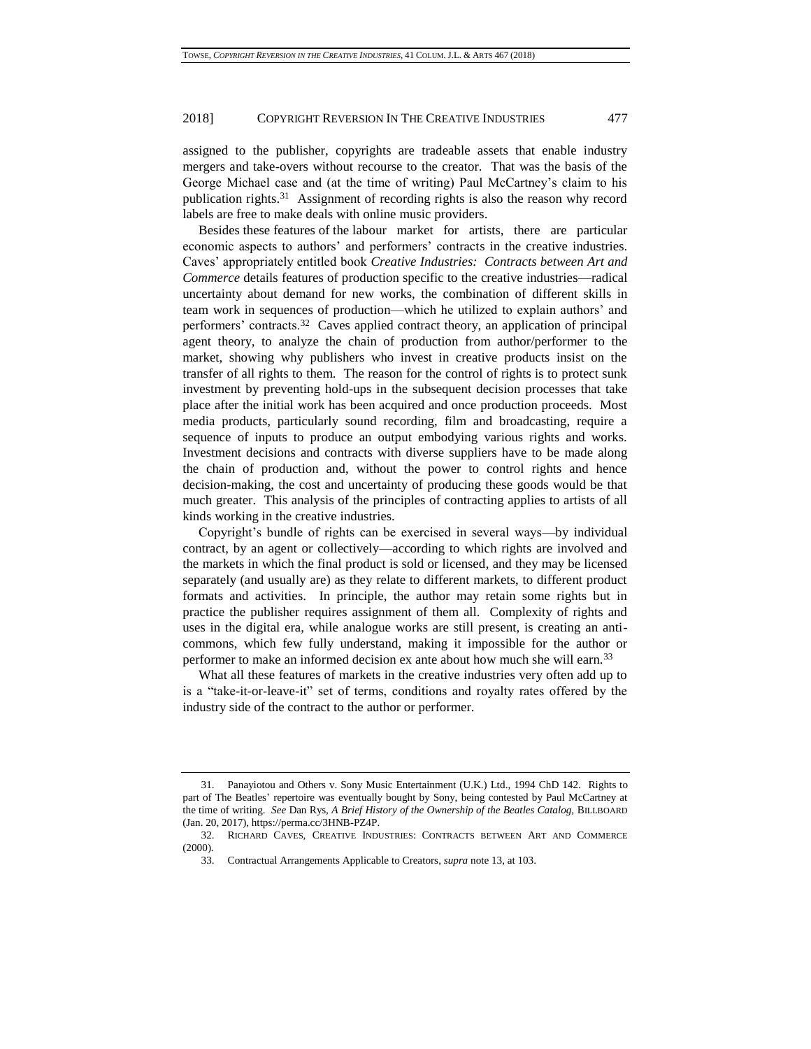assigned to the publisher, copyrights are tradeable assets that enable industry mergers and take-overs without recourse to the creator. That was the basis of the George Michael case and (at the time of writing) Paul McCartney's claim to his publication rights.[31] Assignment of recording rights is also the reason why record labels are free to make deals with online music providers.

Besides these features of the labour market for artists, there are particular economic aspects to authors' and performers' contracts in the creative industries. Caves' appropriately entitled book *Creative Industries: Contracts between Art and Commerce* details features of production specific to the creative industries—radical uncertainty about demand for new works, the combination of different skills in team work in sequences of production—which he utilized to explain authors' and performers' contracts.[32] Caves applied contract theory, an application of principal agent theory, to analyze the chain of production from author/performer to the market, showing why publishers who invest in creative products insist on the transfer of all rights to them. The reason for the control of rights is to protect sunk investment by preventing hold-ups in the subsequent decision processes that take place after the initial work has been acquired and once production proceeds. Most media products, particularly sound recording, film and broadcasting, require a sequence of inputs to produce an output embodying various rights and works. Investment decisions and contracts with diverse suppliers have to be made along the chain of production and, without the power to control rights and hence decision-making, the cost and uncertainty of producing these goods would be that much greater. This analysis of the principles of contracting applies to artists of all kinds working in the creative industries.

Copyright's bundle of rights can be exercised in several ways—by individual contract, by an agent or collectively—according to which rights are involved and the markets in which the final product is sold or licensed, and they may be licensed separately (and usually are) as they relate to different markets, to different product formats and activities. In principle, the author may retain some rights but in practice the publisher requires assignment of them all. Complexity of rights and uses in the digital era, while analogue works are still present, is creating an anti-commons, which few fully understand, making it impossible for the author or performer to make an informed decision ex ante about how much she will earn.[33]

What all these features of markets in the creative industries very often add up to is a "take-it-or-leave-it" set of terms, conditions and royalty rates offered by the industry side of the contract to the author or performer.

---

31. Panayiotou and Others v. Sony Music Entertainment (U.K.) Ltd., 1994 ChD 142. Rights to part of The Beatles' repertoire was eventually bought by Sony, being contested by Paul McCartney at the time of writing. *See* Dan Rys, *A Brief History of the Ownership of the Beatles Catalog*, BILLBOARD (Jan. 20, 2017), https://perma.cc/3HNB-PZ4P.

32. RICHARD CAVES, CREATIVE INDUSTRIES: CONTRACTS BETWEEN ART AND COMMERCE (2000).

33. Contractual Arrangements Applicable to Creators, *supra* note 13, at 103.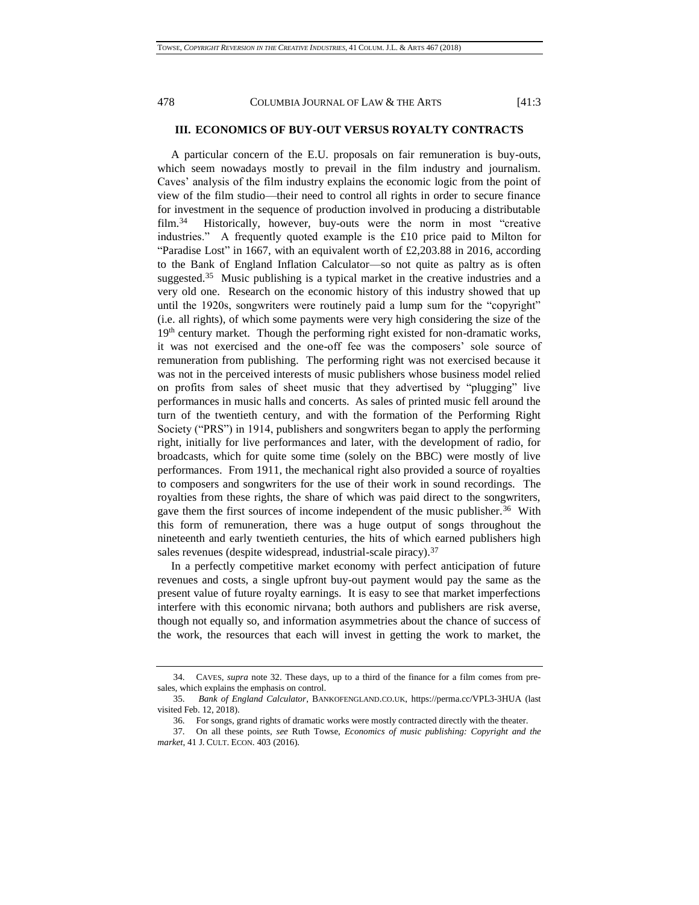## III. ECONOMICS OF BUY-OUT VERSUS ROYALTY CONTRACTS

A particular concern of the E.U. proposals on fair remuneration is buy-outs, which seem nowadays mostly to prevail in the film industry and journalism. Caves' analysis of the film industry explains the economic logic from the point of view of the film studio—their need to control all rights in order to secure finance for investment in the sequence of production involved in producing a distributable film.[34] Historically, however, buy-outs were the norm in most "creative industries." A frequently quoted example is the £10 price paid to Milton for "Paradise Lost" in 1667, with an equivalent worth of £2,203.88 in 2016, according to the Bank of England Inflation Calculator—so not quite as paltry as is often suggested.[35] Music publishing is a typical market in the creative industries and a very old one. Research on the economic history of this industry showed that up until the 1920s, songwriters were routinely paid a lump sum for the "copyright" (i.e. all rights), of which some payments were very high considering the size of the 19th century market. Though the performing right existed for non-dramatic works, it was not exercised and the one-off fee was the composers' sole source of remuneration from publishing. The performing right was not exercised because it was not in the perceived interests of music publishers whose business model relied on profits from sales of sheet music that they advertised by "plugging" live performances in music halls and concerts. As sales of printed music fell around the turn of the twentieth century, and with the formation of the Performing Right Society ("PRS") in 1914, publishers and songwriters began to apply the performing right, initially for live performances and later, with the development of radio, for broadcasts, which for quite some time (solely on the BBC) were mostly of live performances. From 1911, the mechanical right also provided a source of royalties to composers and songwriters for the use of their work in sound recordings. The royalties from these rights, the share of which was paid direct to the songwriters, gave them the first sources of income independent of the music publisher.[36] With this form of remuneration, there was a huge output of songs throughout the nineteenth and early twentieth centuries, the hits of which earned publishers high sales revenues (despite widespread, industrial-scale piracy).[37]

In a perfectly competitive market economy with perfect anticipation of future revenues and costs, a single upfront buy-out payment would pay the same as the present value of future royalty earnings. It is easy to see that market imperfections interfere with this economic nirvana; both authors and publishers are risk averse, though not equally so, and information asymmetries about the chance of success of the work, the resources that each will invest in getting the work to market, the

---

34. CAVES, *supra* note 32. These days, up to a third of the finance for a film comes from pre-sales, which explains the emphasis on control.

35. *Bank of England Calculator*, BANKOFENGLAND.CO.UK, https://perma.cc/VPL3-3HUA (last visited Feb. 12, 2018).

36. For songs, grand rights of dramatic works were mostly contracted directly with the theater.

37. On all these points, *see* Ruth Towse, *Economics of music publishing: Copyright and the market*, 41 J. CULT. ECON. 403 (2016).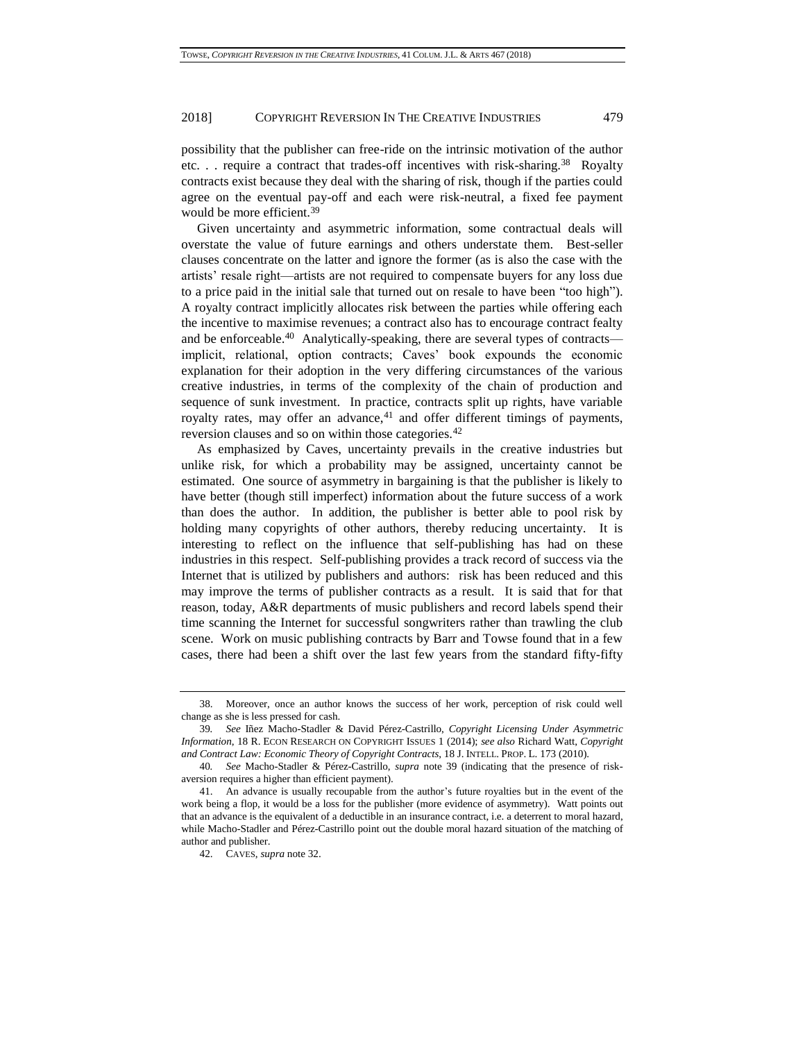possibility that the publisher can free-ride on the intrinsic motivation of the author etc. . . require a contract that trades-off incentives with risk-sharing.[38] Royalty contracts exist because they deal with the sharing of risk, though if the parties could agree on the eventual pay-off and each were risk-neutral, a fixed fee payment would be more efficient.[39]

Given uncertainty and asymmetric information, some contractual deals will overstate the value of future earnings and others understate them. Best-seller clauses concentrate on the latter and ignore the former (as is also the case with the artists' resale right—artists are not required to compensate buyers for any loss due to a price paid in the initial sale that turned out on resale to have been "too high"). A royalty contract implicitly allocates risk between the parties while offering each the incentive to maximise revenues; a contract also has to encourage contract fealty and be enforceable.[40] Analytically-speaking, there are several types of contracts—implicit, relational, option contracts; Caves' book expounds the economic explanation for their adoption in the very differing circumstances of the various creative industries, in terms of the complexity of the chain of production and sequence of sunk investment. In practice, contracts split up rights, have variable royalty rates, may offer an advance,[41] and offer different timings of payments, reversion clauses and so on within those categories.[42]

As emphasized by Caves, uncertainty prevails in the creative industries but unlike risk, for which a probability may be assigned, uncertainty cannot be estimated. One source of asymmetry in bargaining is that the publisher is likely to have better (though still imperfect) information about the future success of a work than does the author. In addition, the publisher is better able to pool risk by holding many copyrights of other authors, thereby reducing uncertainty. It is interesting to reflect on the influence that self-publishing has had on these industries in this respect. Self-publishing provides a track record of success via the Internet that is utilized by publishers and authors: risk has been reduced and this may improve the terms of publisher contracts as a result. It is said that for that reason, today, A&R departments of music publishers and record labels spend their time scanning the Internet for successful songwriters rather than trawling the club scene. Work on music publishing contracts by Barr and Towse found that in a few cases, there had been a shift over the last few years from the standard fifty-fifty

---

38. Moreover, once an author knows the success of her work, perception of risk could well change as she is less pressed for cash.

39. *See* Iñez Macho-Stadler & David Pérez-Castrillo, *Copyright Licensing Under Asymmetric Information*, 18 R. ECON RESEARCH ON COPYRIGHT ISSUES 1 (2014); *see also* Richard Watt, *Copyright and Contract Law: Economic Theory of Copyright Contracts*, 18 J. INTELL. PROP. L. 173 (2010).

40. *See* Macho-Stadler & Pérez-Castrillo, *supra* note 39 (indicating that the presence of risk-aversion requires a higher than efficient payment).

41. An advance is usually recoupable from the author's future royalties but in the event of the work being a flop, it would be a loss for the publisher (more evidence of asymmetry). Watt points out that an advance is the equivalent of a deductible in an insurance contract, i.e. a deterrent to moral hazard, while Macho-Stadler and Pérez-Castrillo point out the double moral hazard situation of the matching of author and publisher.

42. CAVES, *supra* note 32.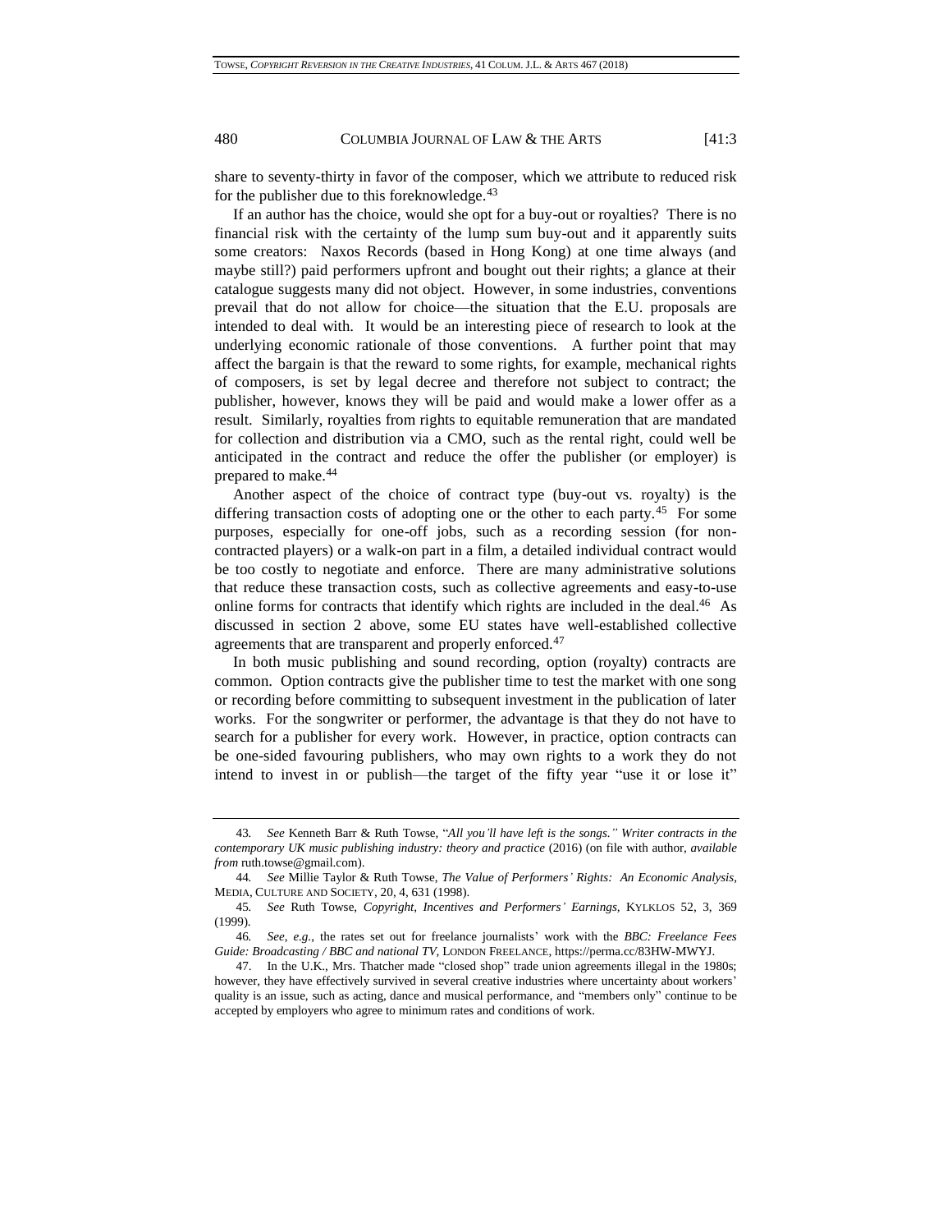share to seventy-thirty in favor of the composer, which we attribute to reduced risk for the publisher due to this foreknowledge.[43]

If an author has the choice, would she opt for a buy-out or royalties? There is no financial risk with the certainty of the lump sum buy-out and it apparently suits some creators: Naxos Records (based in Hong Kong) at one time always (and maybe still?) paid performers upfront and bought out their rights; a glance at their catalogue suggests many did not object. However, in some industries, conventions prevail that do not allow for choice—the situation that the E.U. proposals are intended to deal with. It would be an interesting piece of research to look at the underlying economic rationale of those conventions. A further point that may affect the bargain is that the reward to some rights, for example, mechanical rights of composers, is set by legal decree and therefore not subject to contract; the publisher, however, knows they will be paid and would make a lower offer as a result. Similarly, royalties from rights to equitable remuneration that are mandated for collection and distribution via a CMO, such as the rental right, could well be anticipated in the contract and reduce the offer the publisher (or employer) is prepared to make.[44]

Another aspect of the choice of contract type (buy-out vs. royalty) is the differing transaction costs of adopting one or the other to each party.[45] For some purposes, especially for one-off jobs, such as a recording session (for non-contracted players) or a walk-on part in a film, a detailed individual contract would be too costly to negotiate and enforce. There are many administrative solutions that reduce these transaction costs, such as collective agreements and easy-to-use online forms for contracts that identify which rights are included in the deal.[46] As discussed in section 2 above, some EU states have well-established collective agreements that are transparent and properly enforced.[47]

In both music publishing and sound recording, option (royalty) contracts are common. Option contracts give the publisher time to test the market with one song or recording before committing to subsequent investment in the publication of later works. For the songwriter or performer, the advantage is that they do not have to search for a publisher for every work. However, in practice, option contracts can be one-sided favouring publishers, who may own rights to a work they do not intend to invest in or publish—the target of the fifty year "use it or lose it"

---

43. *See* Kenneth Barr & Ruth Towse, "*All you'll have left is the songs." Writer contracts in the contemporary UK music publishing industry: theory and practice* (2016) (on file with author, *available from* ruth.towse@gmail.com).

44. *See* Millie Taylor & Ruth Towse, *The Value of Performers' Rights: An Economic Analysis*, MEDIA, CULTURE AND SOCIETY, 20, 4, 631 (1998).

45. *See* Ruth Towse, *Copyright, Incentives and Performers' Earnings,* KYLKLOS 52, 3, 369 (1999).

46. *See, e.g.*, the rates set out for freelance journalists' work with the *BBC: Freelance Fees Guide: Broadcasting / BBC and national TV*, LONDON FREELANCE, https://perma.cc/83HW-MWYJ.

47. In the U.K., Mrs. Thatcher made "closed shop" trade union agreements illegal in the 1980s; however, they have effectively survived in several creative industries where uncertainty about workers' quality is an issue, such as acting, dance and musical performance, and "members only" continue to be accepted by employers who agree to minimum rates and conditions of work.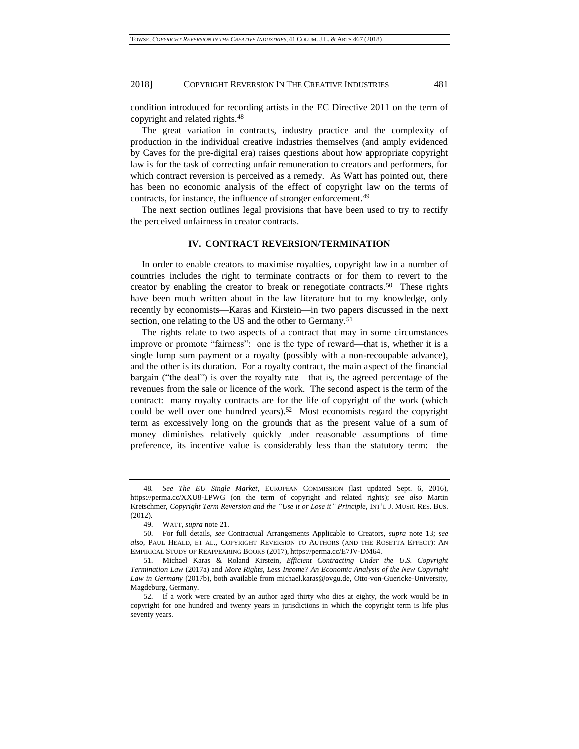condition introduced for recording artists in the EC Directive 2011 on the term of copyright and related rights.[48]

The great variation in contracts, industry practice and the complexity of production in the individual creative industries themselves (and amply evidenced by Caves for the pre-digital era) raises questions about how appropriate copyright law is for the task of correcting unfair remuneration to creators and performers, for which contract reversion is perceived as a remedy. As Watt has pointed out, there has been no economic analysis of the effect of copyright law on the terms of contracts, for instance, the influence of stronger enforcement.[49]

The next section outlines legal provisions that have been used to try to rectify the perceived unfairness in creator contracts.

## IV. CONTRACT REVERSION/TERMINATION

In order to enable creators to maximise royalties, copyright law in a number of countries includes the right to terminate contracts or for them to revert to the creator by enabling the creator to break or renegotiate contracts.[50] These rights have been much written about in the law literature but to my knowledge, only recently by economists—Karas and Kirstein—in two papers discussed in the next section, one relating to the US and the other to Germany.[51]

The rights relate to two aspects of a contract that may in some circumstances improve or promote "fairness": one is the type of reward—that is, whether it is a single lump sum payment or a royalty (possibly with a non-recoupable advance), and the other is its duration. For a royalty contract, the main aspect of the financial bargain ("the deal") is over the royalty rate—that is, the agreed percentage of the revenues from the sale or licence of the work. The second aspect is the term of the contract: many royalty contracts are for the life of copyright of the work (which could be well over one hundred years).[52] Most economists regard the copyright term as excessively long on the grounds that as the present value of a sum of money diminishes relatively quickly under reasonable assumptions of time preference, its incentive value is considerably less than the statutory term: the

---

48. *See The EU Single Market*, EUROPEAN COMMISSION (last updated Sept. 6, 2016), https://perma.cc/XXU8-LPWG (on the term of copyright and related rights); *see also* Martin Kretschmer, *Copyright Term Reversion and the "Use it or Lose it" Principle*, INT'L J. MUSIC RES. BUS. (2012).

49. WATT, *supra* note 21.

50. For full details, *see* Contractual Arrangements Applicable to Creators, *supra* note 13; *see also*, PAUL HEALD, ET AL., COPYRIGHT REVERSION TO AUTHORS (AND THE ROSETTA EFFECT): AN EMPIRICAL STUDY OF REAPPEARING BOOKS (2017), https://perma.cc/E7JV-DM64.

51. Michael Karas & Roland Kirstein, *Efficient Contracting Under the U.S. Copyright Termination Law* (2017a) and *More Rights, Less Income? An Economic Analysis of the New Copyright Law in Germany* (2017b), both available from michael.karas@ovgu.de, Otto-von-Guericke-University, Magdeburg, Germany.

52. If a work were created by an author aged thirty who dies at eighty, the work would be in copyright for one hundred and twenty years in jurisdictions in which the copyright term is life plus seventy years.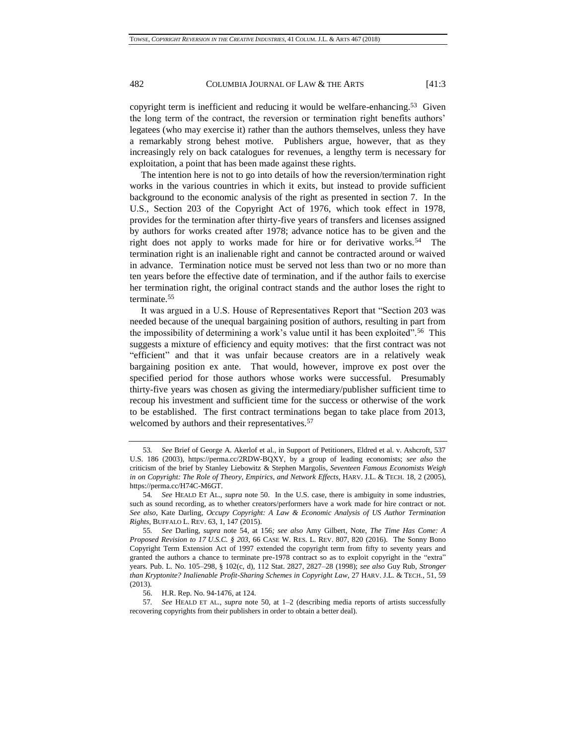copyright term is inefficient and reducing it would be welfare-enhancing.[53] Given the long term of the contract, the reversion or termination right benefits authors' legatees (who may exercise it) rather than the authors themselves, unless they have a remarkably strong behest motive. Publishers argue, however, that as they increasingly rely on back catalogues for revenues, a lengthy term is necessary for exploitation, a point that has been made against these rights.

The intention here is not to go into details of how the reversion/termination right works in the various countries in which it exits, but instead to provide sufficient background to the economic analysis of the right as presented in section 7. In the U.S., Section 203 of the Copyright Act of 1976, which took effect in 1978, provides for the termination after thirty-five years of transfers and licenses assigned by authors for works created after 1978; advance notice has to be given and the right does not apply to works made for hire or for derivative works.[54] The termination right is an inalienable right and cannot be contracted around or waived in advance. Termination notice must be served not less than two or no more than ten years before the effective date of termination, and if the author fails to exercise her termination right, the original contract stands and the author loses the right to terminate.[55]

It was argued in a U.S. House of Representatives Report that "Section 203 was needed because of the unequal bargaining position of authors, resulting in part from the impossibility of determining a work's value until it has been exploited".[56] This suggests a mixture of efficiency and equity motives: that the first contract was not "efficient" and that it was unfair because creators are in a relatively weak bargaining position ex ante. That would, however, improve ex post over the specified period for those authors whose works were successful. Presumably thirty-five years was chosen as giving the intermediary/publisher sufficient time to recoup his investment and sufficient time for the success or otherwise of the work to be established. The first contract terminations began to take place from 2013, welcomed by authors and their representatives.[57]

---

53. *See* Brief of George A. Akerlof et al., in Support of Petitioners, Eldred et al. v. Ashcroft, 537 U.S. 186 (2003), https://perma.cc/2RDW-BQXY, by a group of leading economists; *see also* the criticism of the brief by Stanley Liebowitz & Stephen Margolis, *Seventeen Famous Economists Weigh in on Copyright: The Role of Theory, Empirics, and Network Effects*, HARV. J.L. & TECH. 18, 2 (2005), https://perma.cc/H74C-M6GT.

54. *See* HEALD ET AL., *supra* note 50. In the U.S. case, there is ambiguity in some industries, such as sound recording, as to whether creators/performers have a work made for hire contract or not. *See also*, Kate Darling, *Occupy Copyright: A Law & Economic Analysis of US Author Termination Rights*, BUFFALO L. REV. 63, 1, 147 (2015).

55. *See* Darling, *supra* note 54, at 156*; see also* Amy Gilbert, Note, *The Time Has Come: A Proposed Revision to 17 U.S.C. § 203*, 66 CASE W. RES. L. REV. 807, 820 (2016). The Sonny Bono Copyright Term Extension Act of 1997 extended the copyright term from fifty to seventy years and granted the authors a chance to terminate pre-1978 contract so as to exploit copyright in the "extra" years. Pub. L. No. 105–298, § 102(c, d), 112 Stat. 2827, 2827–28 (1998); *see also* Guy Rub, *Stronger than Kryptonite? Inalienable Profit-Sharing Schemes in Copyright Law*, 27 HARV. J.L. & TECH., 51, 59 (2013).

56. H.R. Rep. No. 94-1476, at 124.

57. *See* HEALD ET AL., *supra* note 50, at 1–2 (describing media reports of artists successfully recovering copyrights from their publishers in order to obtain a better deal).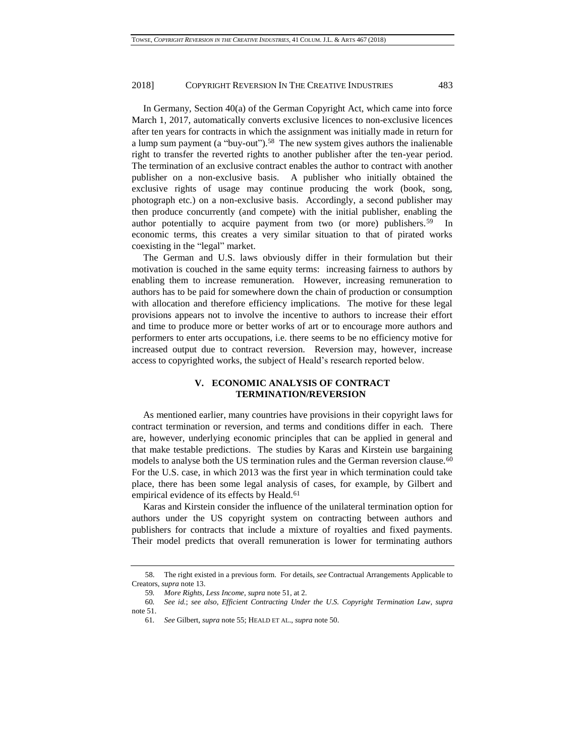In Germany, Section 40(a) of the German Copyright Act, which came into force March 1, 2017, automatically converts exclusive licences to non-exclusive licences after ten years for contracts in which the assignment was initially made in return for a lump sum payment (a "buy-out").[58] The new system gives authors the inalienable right to transfer the reverted rights to another publisher after the ten-year period. The termination of an exclusive contract enables the author to contract with another publisher on a non-exclusive basis. A publisher who initially obtained the exclusive rights of usage may continue producing the work (book, song, photograph etc.) on a non-exclusive basis. Accordingly, a second publisher may then produce concurrently (and compete) with the initial publisher, enabling the author potentially to acquire payment from two (or more) publishers.[59] In economic terms, this creates a very similar situation to that of pirated works coexisting in the "legal" market.

The German and U.S. laws obviously differ in their formulation but their motivation is couched in the same equity terms: increasing fairness to authors by enabling them to increase remuneration. However, increasing remuneration to authors has to be paid for somewhere down the chain of production or consumption with allocation and therefore efficiency implications. The motive for these legal provisions appears not to involve the incentive to authors to increase their effort and time to produce more or better works of art or to encourage more authors and performers to enter arts occupations, i.e. there seems to be no efficiency motive for increased output due to contract reversion. Reversion may, however, increase access to copyrighted works, the subject of Heald's research reported below.

## V. ECONOMIC ANALYSIS OF CONTRACT TERMINATION/REVERSION

As mentioned earlier, many countries have provisions in their copyright laws for contract termination or reversion, and terms and conditions differ in each. There are, however, underlying economic principles that can be applied in general and that make testable predictions. The studies by Karas and Kirstein use bargaining models to analyse both the US termination rules and the German reversion clause.[60] For the U.S. case, in which 2013 was the first year in which termination could take place, there has been some legal analysis of cases, for example, by Gilbert and empirical evidence of its effects by Heald.[61]

Karas and Kirstein consider the influence of the unilateral termination option for authors under the US copyright system on contracting between authors and publishers for contracts that include a mixture of royalties and fixed payments. Their model predicts that overall remuneration is lower for terminating authors

---

58. The right existed in a previous form. For details, *see* Contractual Arrangements Applicable to Creators, *supra* note 13.

59. *More Rights, Less Income*, *supra* note 51, at 2.

60. *See id.*; *see also*, *Efficient Contracting Under the U.S. Copyright Termination Law*, *supra* note 51.

61. *See* Gilbert, *supra* note 55; HEALD ET AL., *supra* note 50.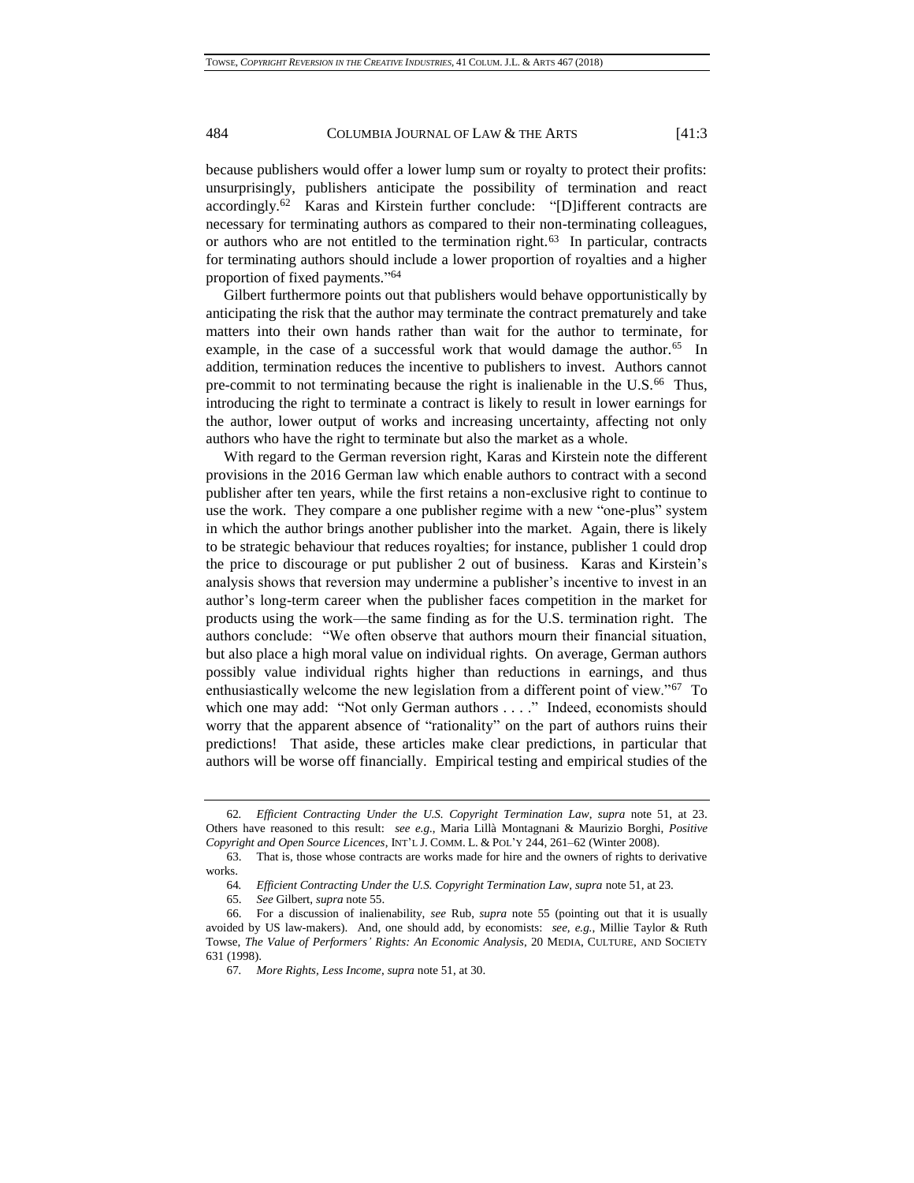because publishers would offer a lower lump sum or royalty to protect their profits: unsurprisingly, publishers anticipate the possibility of termination and react accordingly.[62] Karas and Kirstein further conclude: "[D]ifferent contracts are necessary for terminating authors as compared to their non-terminating colleagues, or authors who are not entitled to the termination right.[63] In particular, contracts for terminating authors should include a lower proportion of royalties and a higher proportion of fixed payments."[64]

Gilbert furthermore points out that publishers would behave opportunistically by anticipating the risk that the author may terminate the contract prematurely and take matters into their own hands rather than wait for the author to terminate, for example, in the case of a successful work that would damage the author.[65] In addition, termination reduces the incentive to publishers to invest. Authors cannot pre-commit to not terminating because the right is inalienable in the U.S.[66] Thus, introducing the right to terminate a contract is likely to result in lower earnings for the author, lower output of works and increasing uncertainty, affecting not only authors who have the right to terminate but also the market as a whole.

With regard to the German reversion right, Karas and Kirstein note the different provisions in the 2016 German law which enable authors to contract with a second publisher after ten years, while the first retains a non-exclusive right to continue to use the work. They compare a one publisher regime with a new "one-plus" system in which the author brings another publisher into the market. Again, there is likely to be strategic behaviour that reduces royalties; for instance, publisher 1 could drop the price to discourage or put publisher 2 out of business. Karas and Kirstein's analysis shows that reversion may undermine a publisher's incentive to invest in an author's long-term career when the publisher faces competition in the market for products using the work—the same finding as for the U.S. termination right. The authors conclude: "We often observe that authors mourn their financial situation, but also place a high moral value on individual rights. On average, German authors possibly value individual rights higher than reductions in earnings, and thus enthusiastically welcome the new legislation from a different point of view."[67] To which one may add: "Not only German authors . . . ." Indeed, economists should worry that the apparent absence of "rationality" on the part of authors ruins their predictions! That aside, these articles make clear predictions, in particular that authors will be worse off financially. Empirical testing and empirical studies of the

---

62. *Efficient Contracting Under the U.S. Copyright Termination Law*, *supra* note 51, at 23. Others have reasoned to this result: *see e.g.*, Maria Lillà Montagnani & Maurizio Borghi, *Positive Copyright and Open Source Licences*, INT'L J. COMM. L. & POL'Y 244, 261–62 (Winter 2008).

63. That is, those whose contracts are works made for hire and the owners of rights to derivative works.

64. *Efficient Contracting Under the U.S. Copyright Termination Law*, *supra* note 51, at 23.

65. *See* Gilbert, *supra* note 55.

66. For a discussion of inalienability, *see* Rub, *supra* note 55 (pointing out that it is usually avoided by US law-makers). And, one should add, by economists: *see, e.g.*, Millie Taylor & Ruth Towse, *The Value of Performers' Rights: An Economic Analysis*, 20 MEDIA, CULTURE, AND SOCIETY 631 (1998).

67. *More Rights, Less Income*, *supra* note 51, at 30.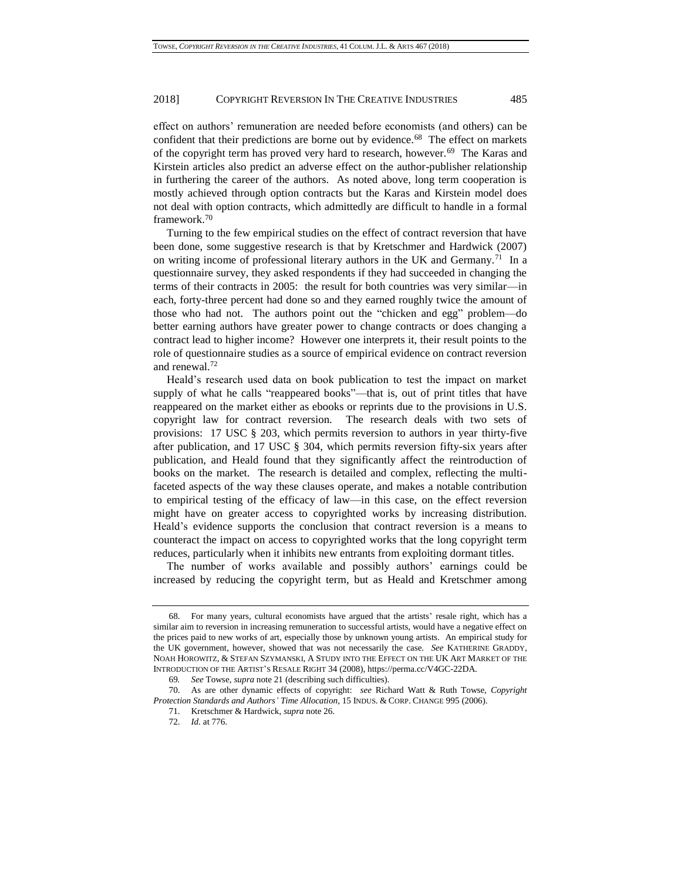effect on authors' remuneration are needed before economists (and others) can be confident that their predictions are borne out by evidence.[68] The effect on markets of the copyright term has proved very hard to research, however.[69] The Karas and Kirstein articles also predict an adverse effect on the author-publisher relationship in furthering the career of the authors. As noted above, long term cooperation is mostly achieved through option contracts but the Karas and Kirstein model does not deal with option contracts, which admittedly are difficult to handle in a formal framework.[70]

Turning to the few empirical studies on the effect of contract reversion that have been done, some suggestive research is that by Kretschmer and Hardwick (2007) on writing income of professional literary authors in the UK and Germany.[71] In a questionnaire survey, they asked respondents if they had succeeded in changing the terms of their contracts in 2005: the result for both countries was very similar—in each, forty-three percent had done so and they earned roughly twice the amount of those who had not. The authors point out the "chicken and egg" problem—do better earning authors have greater power to change contracts or does changing a contract lead to higher income? However one interprets it, their result points to the role of questionnaire studies as a source of empirical evidence on contract reversion and renewal.[72]

Heald's research used data on book publication to test the impact on market supply of what he calls "reappeared books"—that is, out of print titles that have reappeared on the market either as ebooks or reprints due to the provisions in U.S. copyright law for contract reversion. The research deals with two sets of provisions: 17 USC § 203, which permits reversion to authors in year thirty-five after publication, and 17 USC § 304, which permits reversion fifty-six years after publication, and Heald found that they significantly affect the reintroduction of books on the market. The research is detailed and complex, reflecting the multi-faceted aspects of the way these clauses operate, and makes a notable contribution to empirical testing of the efficacy of law—in this case, on the effect reversion might have on greater access to copyrighted works by increasing distribution. Heald's evidence supports the conclusion that contract reversion is a means to counteract the impact on access to copyrighted works that the long copyright term reduces, particularly when it inhibits new entrants from exploiting dormant titles.

The number of works available and possibly authors' earnings could be increased by reducing the copyright term, but as Heald and Kretschmer among

---

68. For many years, cultural economists have argued that the artists' resale right, which has a similar aim to reversion in increasing remuneration to successful artists, would have a negative effect on the prices paid to new works of art, especially those by unknown young artists. An empirical study for the UK government, however, showed that was not necessarily the case. *See* KATHERINE GRADDY, NOAH HOROWITZ, & STEFAN SZYMANSKI, A STUDY INTO THE EFFECT ON THE UK ART MARKET OF THE INTRODUCTION OF THE ARTIST'S RESALE RIGHT 34 (2008), https://perma.cc/V4GC-22DA.

69. *See* Towse, *supra* note 21 (describing such difficulties).

70. As are other dynamic effects of copyright: *see* Richard Watt & Ruth Towse, *Copyright Protection Standards and Authors' Time Allocation*, 15 INDUS. & CORP. CHANGE 995 (2006).

71. Kretschmer & Hardwick, *supra* note 26.

72. *Id.* at 776.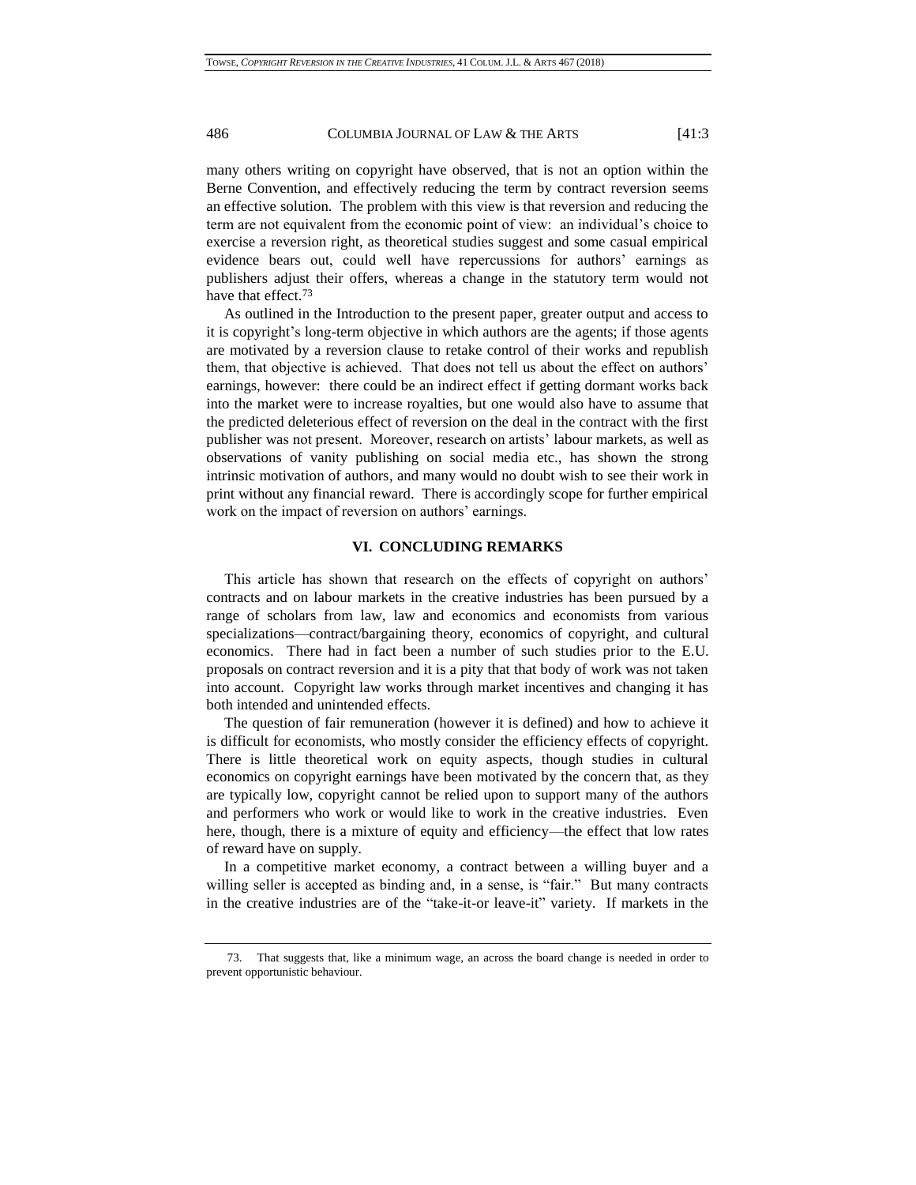many others writing on copyright have observed, that is not an option within the Berne Convention, and effectively reducing the term by contract reversion seems an effective solution. The problem with this view is that reversion and reducing the term are not equivalent from the economic point of view: an individual's choice to exercise a reversion right, as theoretical studies suggest and some casual empirical evidence bears out, could well have repercussions for authors' earnings as publishers adjust their offers, whereas a change in the statutory term would not have that effect.[73]

As outlined in the Introduction to the present paper, greater output and access to it is copyright's long-term objective in which authors are the agents; if those agents are motivated by a reversion clause to retake control of their works and republish them, that objective is achieved. That does not tell us about the effect on authors' earnings, however: there could be an indirect effect if getting dormant works back into the market were to increase royalties, but one would also have to assume that the predicted deleterious effect of reversion on the deal in the contract with the first publisher was not present. Moreover, research on artists' labour markets, as well as observations of vanity publishing on social media etc., has shown the strong intrinsic motivation of authors, and many would no doubt wish to see their work in print without any financial reward. There is accordingly scope for further empirical work on the impact of reversion on authors' earnings.

## VI. CONCLUDING REMARKS

This article has shown that research on the effects of copyright on authors' contracts and on labour markets in the creative industries has been pursued by a range of scholars from law, law and economics and economists from various specializations—contract/bargaining theory, economics of copyright, and cultural economics. There had in fact been a number of such studies prior to the E.U. proposals on contract reversion and it is a pity that that body of work was not taken into account. Copyright law works through market incentives and changing it has both intended and unintended effects.

The question of fair remuneration (however it is defined) and how to achieve it is difficult for economists, who mostly consider the efficiency effects of copyright. There is little theoretical work on equity aspects, though studies in cultural economics on copyright earnings have been motivated by the concern that, as they are typically low, copyright cannot be relied upon to support many of the authors and performers who work or would like to work in the creative industries. Even here, though, there is a mixture of equity and efficiency—the effect that low rates of reward have on supply.

In a competitive market economy, a contract between a willing buyer and a willing seller is accepted as binding and, in a sense, is "fair." But many contracts in the creative industries are of the "take-it-or leave-it" variety. If markets in the

---

73. That suggests that, like a minimum wage, an across the board change is needed in order to prevent opportunistic behaviour.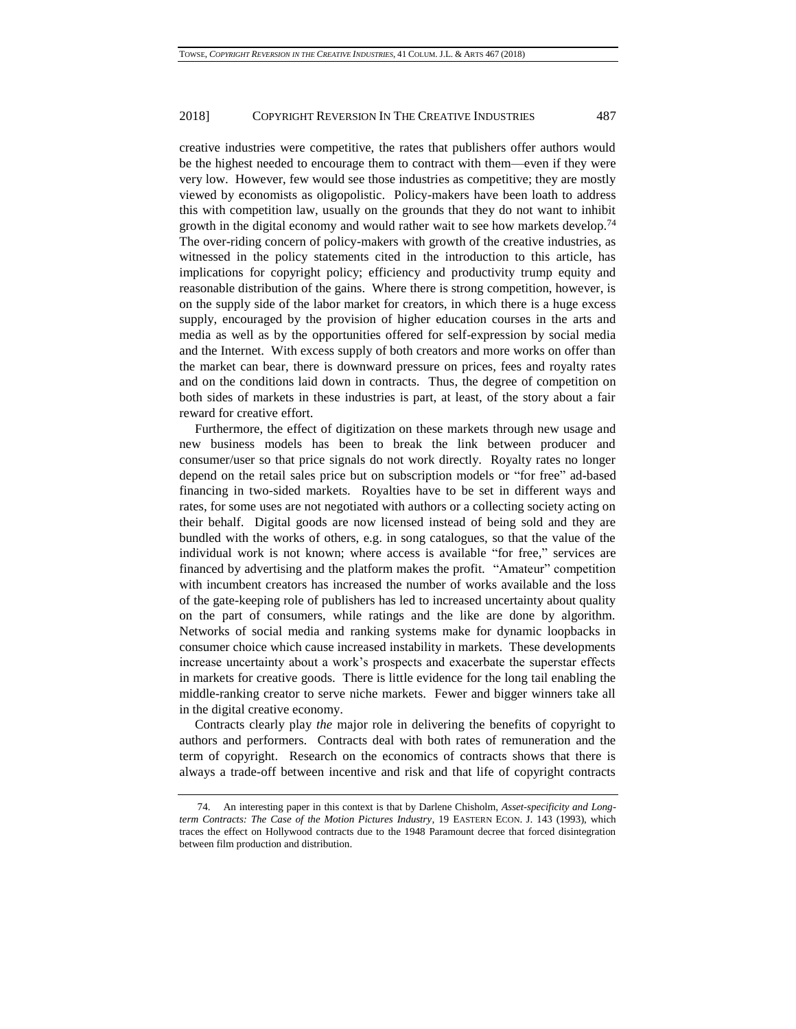creative industries were competitive, the rates that publishers offer authors would be the highest needed to encourage them to contract with them—even if they were very low. However, few would see those industries as competitive; they are mostly viewed by economists as oligopolistic. Policy-makers have been loath to address this with competition law, usually on the grounds that they do not want to inhibit growth in the digital economy and would rather wait to see how markets develop.[74] The over-riding concern of policy-makers with growth of the creative industries, as witnessed in the policy statements cited in the introduction to this article, has implications for copyright policy; efficiency and productivity trump equity and reasonable distribution of the gains. Where there is strong competition, however, is on the supply side of the labor market for creators, in which there is a huge excess supply, encouraged by the provision of higher education courses in the arts and media as well as by the opportunities offered for self-expression by social media and the Internet. With excess supply of both creators and more works on offer than the market can bear, there is downward pressure on prices, fees and royalty rates and on the conditions laid down in contracts. Thus, the degree of competition on both sides of markets in these industries is part, at least, of the story about a fair reward for creative effort.

Furthermore, the effect of digitization on these markets through new usage and new business models has been to break the link between producer and consumer/user so that price signals do not work directly. Royalty rates no longer depend on the retail sales price but on subscription models or "for free" ad-based financing in two-sided markets. Royalties have to be set in different ways and rates, for some uses are not negotiated with authors or a collecting society acting on their behalf. Digital goods are now licensed instead of being sold and they are bundled with the works of others, e.g. in song catalogues, so that the value of the individual work is not known; where access is available "for free," services are financed by advertising and the platform makes the profit. "Amateur" competition with incumbent creators has increased the number of works available and the loss of the gate-keeping role of publishers has led to increased uncertainty about quality on the part of consumers, while ratings and the like are done by algorithm. Networks of social media and ranking systems make for dynamic loopbacks in consumer choice which cause increased instability in markets. These developments increase uncertainty about a work's prospects and exacerbate the superstar effects in markets for creative goods. There is little evidence for the long tail enabling the middle-ranking creator to serve niche markets. Fewer and bigger winners take all in the digital creative economy.

Contracts clearly play *the* major role in delivering the benefits of copyright to authors and performers. Contracts deal with both rates of remuneration and the term of copyright. Research on the economics of contracts shows that there is always a trade-off between incentive and risk and that life of copyright contracts

---

74. An interesting paper in this context is that by Darlene Chisholm, *Asset-specificity and Long-term Contracts: The Case of the Motion Pictures Industry*, 19 EASTERN ECON. J. 143 (1993), which traces the effect on Hollywood contracts due to the 1948 Paramount decree that forced disintegration between film production and distribution.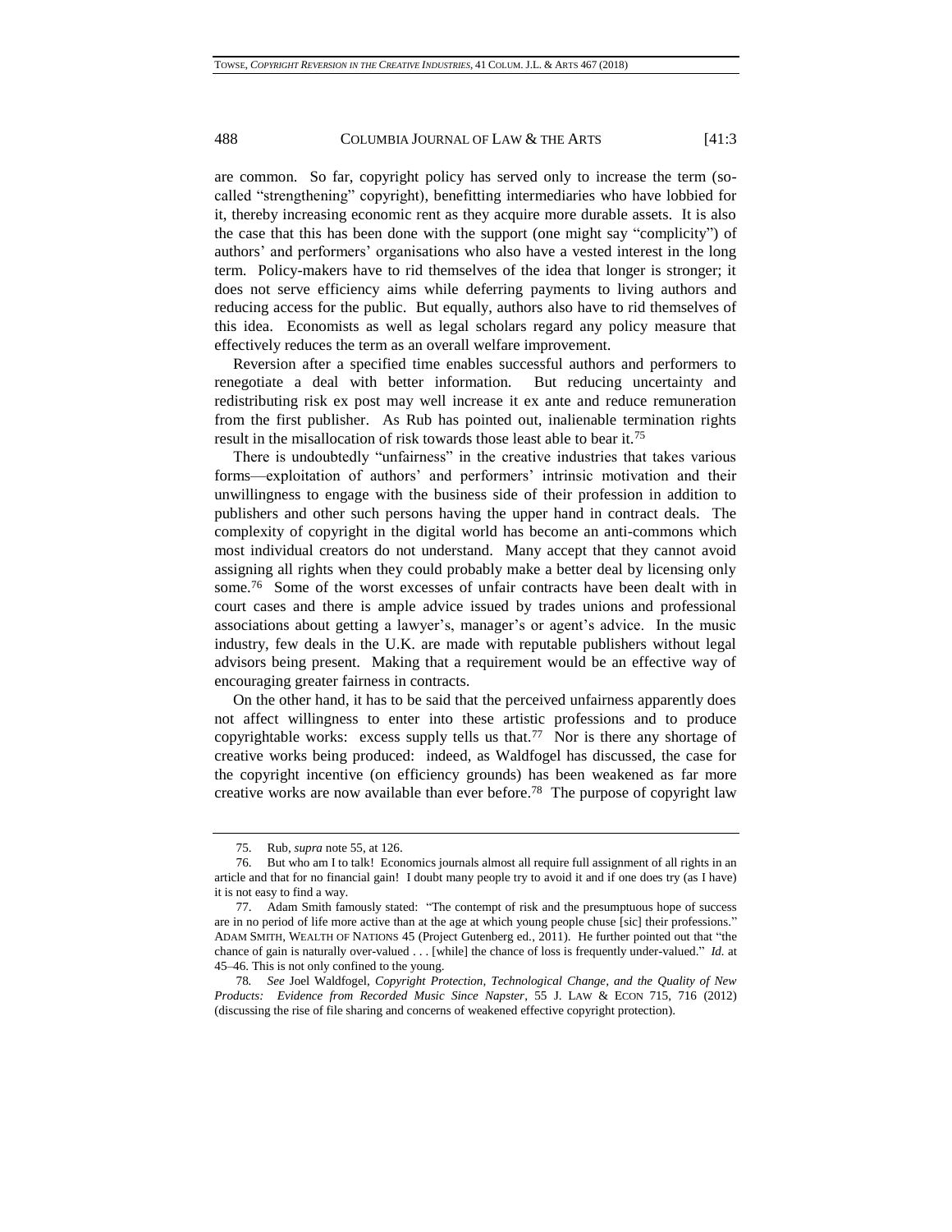are common. So far, copyright policy has served only to increase the term (so-called "strengthening" copyright), benefitting intermediaries who have lobbied for it, thereby increasing economic rent as they acquire more durable assets. It is also the case that this has been done with the support (one might say "complicity") of authors' and performers' organisations who also have a vested interest in the long term. Policy-makers have to rid themselves of the idea that longer is stronger; it does not serve efficiency aims while deferring payments to living authors and reducing access for the public. But equally, authors also have to rid themselves of this idea. Economists as well as legal scholars regard any policy measure that effectively reduces the term as an overall welfare improvement.

Reversion after a specified time enables successful authors and performers to renegotiate a deal with better information. But reducing uncertainty and redistributing risk ex post may well increase it ex ante and reduce remuneration from the first publisher. As Rub has pointed out, inalienable termination rights result in the misallocation of risk towards those least able to bear it.[75]

There is undoubtedly "unfairness" in the creative industries that takes various forms—exploitation of authors' and performers' intrinsic motivation and their unwillingness to engage with the business side of their profession in addition to publishers and other such persons having the upper hand in contract deals. The complexity of copyright in the digital world has become an anti-commons which most individual creators do not understand. Many accept that they cannot avoid assigning all rights when they could probably make a better deal by licensing only some.[76] Some of the worst excesses of unfair contracts have been dealt with in court cases and there is ample advice issued by trades unions and professional associations about getting a lawyer's, manager's or agent's advice. In the music industry, few deals in the U.K. are made with reputable publishers without legal advisors being present. Making that a requirement would be an effective way of encouraging greater fairness in contracts.

On the other hand, it has to be said that the perceived unfairness apparently does not affect willingness to enter into these artistic professions and to produce copyrightable works: excess supply tells us that.[77] Nor is there any shortage of creative works being produced: indeed, as Waldfogel has discussed, the case for the copyright incentive (on efficiency grounds) has been weakened as far more creative works are now available than ever before.[78] The purpose of copyright law

---

75. Rub, *supra* note 55, at 126.

76. But who am I to talk! Economics journals almost all require full assignment of all rights in an article and that for no financial gain! I doubt many people try to avoid it and if one does try (as I have) it is not easy to find a way.

77. Adam Smith famously stated: "The contempt of risk and the presumptuous hope of success are in no period of life more active than at the age at which young people chuse [sic] their professions." ADAM SMITH, WEALTH OF NATIONS 45 (Project Gutenberg ed., 2011). He further pointed out that "the chance of gain is naturally over-valued . . . [while] the chance of loss is frequently under-valued." *Id.* at 45–46. This is not only confined to the young.

78. *See* Joel Waldfogel, *Copyright Protection, Technological Change, and the Quality of New Products: Evidence from Recorded Music Since Napster*, 55 J. LAW & ECON 715, 716 (2012) (discussing the rise of file sharing and concerns of weakened effective copyright protection).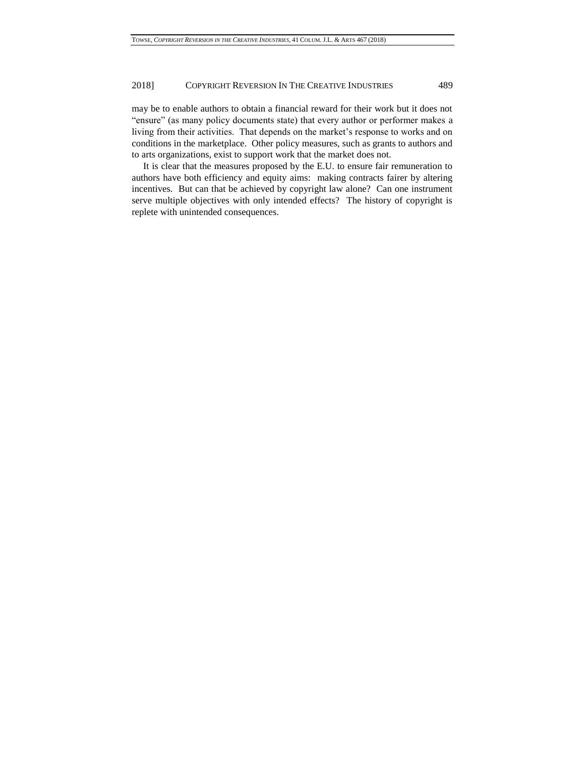may be to enable authors to obtain a financial reward for their work but it does not "ensure" (as many policy documents state) that every author or performer makes a living from their activities. That depends on the market's response to works and on conditions in the marketplace. Other policy measures, such as grants to authors and to arts organizations, exist to support work that the market does not.

It is clear that the measures proposed by the E.U. to ensure fair remuneration to authors have both efficiency and equity aims: making contracts fairer by altering incentives. But can that be achieved by copyright law alone? Can one instrument serve multiple objectives with only intended effects? The history of copyright is replete with unintended consequences.